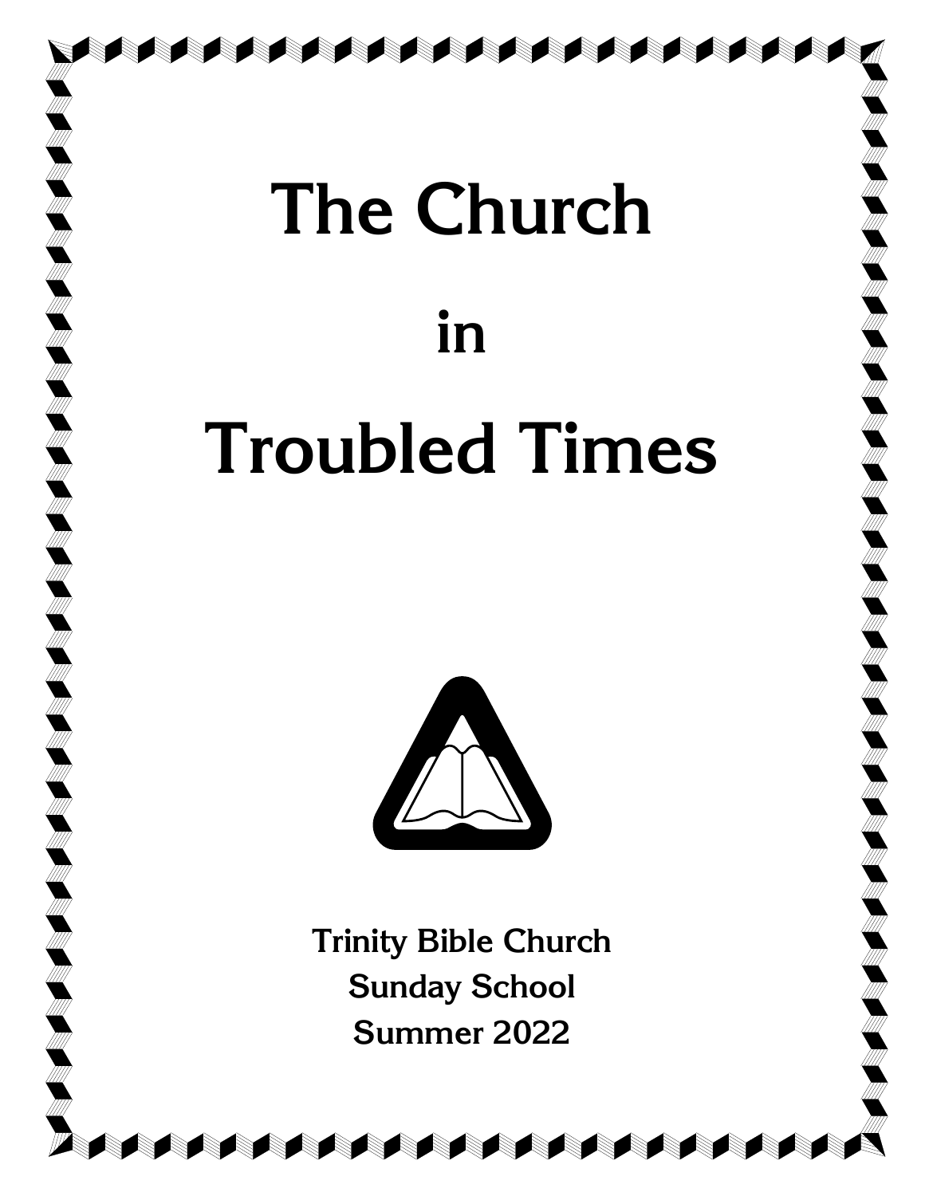# The Church

# in

# Troubled Times

**Trinity Bible Church**
**Sunday School**
**Summer 2022**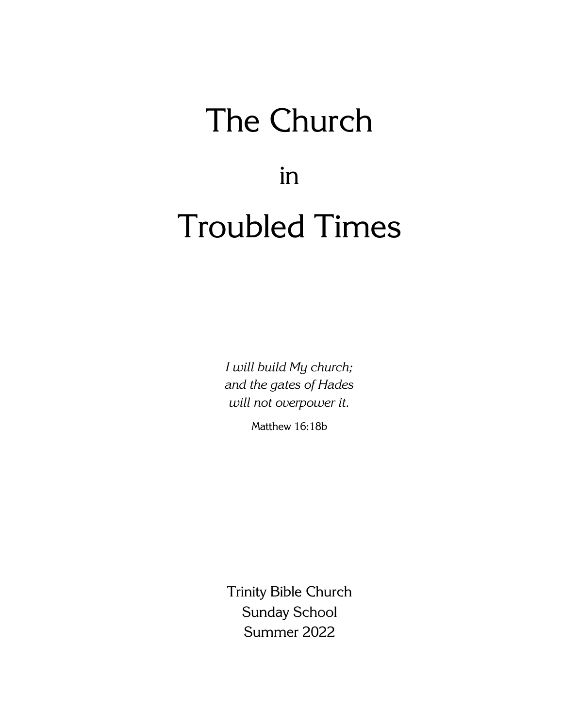# The Church

# in

# Troubled Times

*I will build My church;*
*and the gates of Hades*
*will not overpower it.*

Matthew 16:18b

Trinity Bible Church
Sunday School
Summer 2022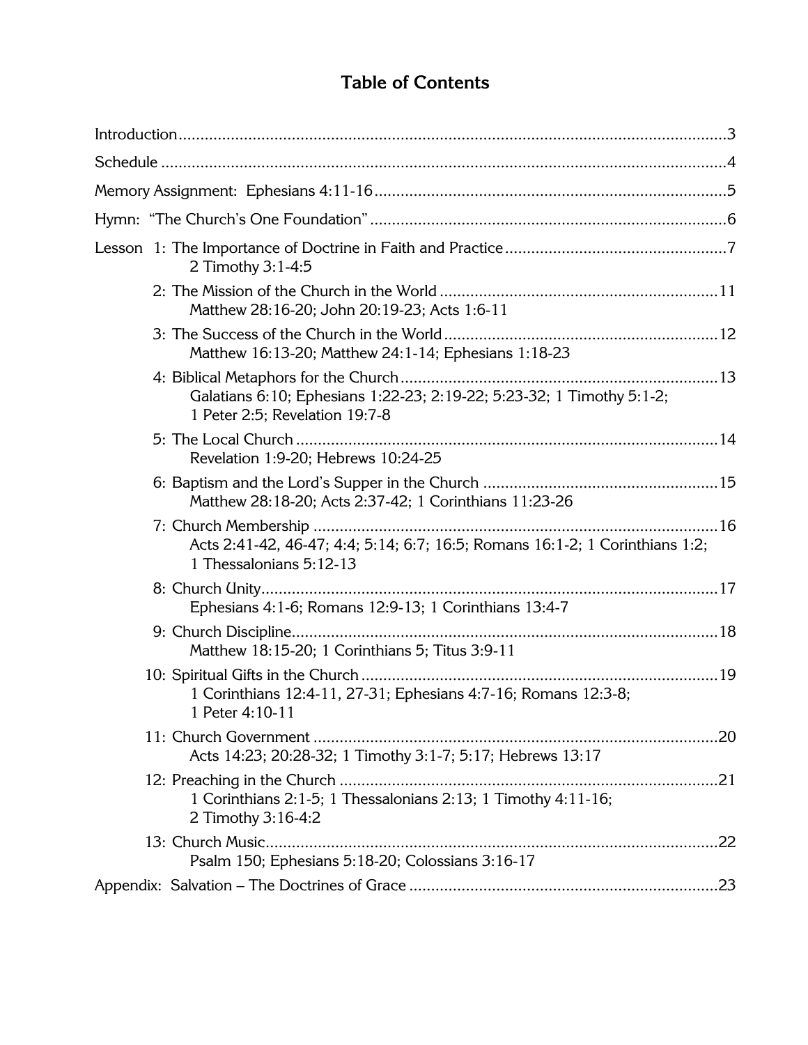# Table of Contents

Introduction ............................................................................................................ 3

Schedule ................................................................................................................ 4

Memory Assignment: Ephesians 4:11-16 ................................................................. 5

Hymn: "The Church's One Foundation" ................................................................... 6

Lesson 1: The Importance of Doctrine in Faith and Practice ...................................... 7
2 Timothy 3:1-4:5

2: The Mission of the Church in the World ............................................................ 11
Matthew 28:16-20; John 20:19-23; Acts 1:6-11

3: The Success of the Church in the World ........................................................... 12
Matthew 16:13-20; Matthew 24:1-14; Ephesians 1:18-23

4: Biblical Metaphors for the Church ..................................................................... 13
Galatians 6:10; Ephesians 1:22-23; 2:19-22; 5:23-32; 1 Timothy 5:1-2;
1 Peter 2:5; Revelation 19:7-8

5: The Local Church ............................................................................................. 14
Revelation 1:9-20; Hebrews 10:24-25

6: Baptism and the Lord's Supper in the Church ................................................... 15
Matthew 28:18-20; Acts 2:37-42; 1 Corinthians 11:23-26

7: Church Membership .......................................................................................... 16
Acts 2:41-42, 46-47; 4:4; 5:14; 6:7; 16:5; Romans 16:1-2; 1 Corinthians 1:2;
1 Thessalonians 5:12-13

8: Church Unity ..................................................................................................... 17
Ephesians 4:1-6; Romans 12:9-13; 1 Corinthians 13:4-7

9: Church Discipline .............................................................................................. 18
Matthew 18:15-20; 1 Corinthians 5; Titus 3:9-11

10: Spiritual Gifts in the Church ............................................................................ 19
1 Corinthians 12:4-11, 27-31; Ephesians 4:7-16; Romans 12:3-8;
1 Peter 4:10-11

11: Church Government ........................................................................................ 20
Acts 14:23; 20:28-32; 1 Timothy 3:1-7; 5:17; Hebrews 13:17

12: Preaching in the Church .................................................................................. 21
1 Corinthians 2:1-5; 1 Thessalonians 2:13; 1 Timothy 4:11-16;
2 Timothy 3:16-4:2

13: Church Music ................................................................................................... 22
Psalm 150; Ephesians 5:18-20; Colossians 3:16-17

Appendix: Salvation – The Doctrines of Grace ......................................................... 23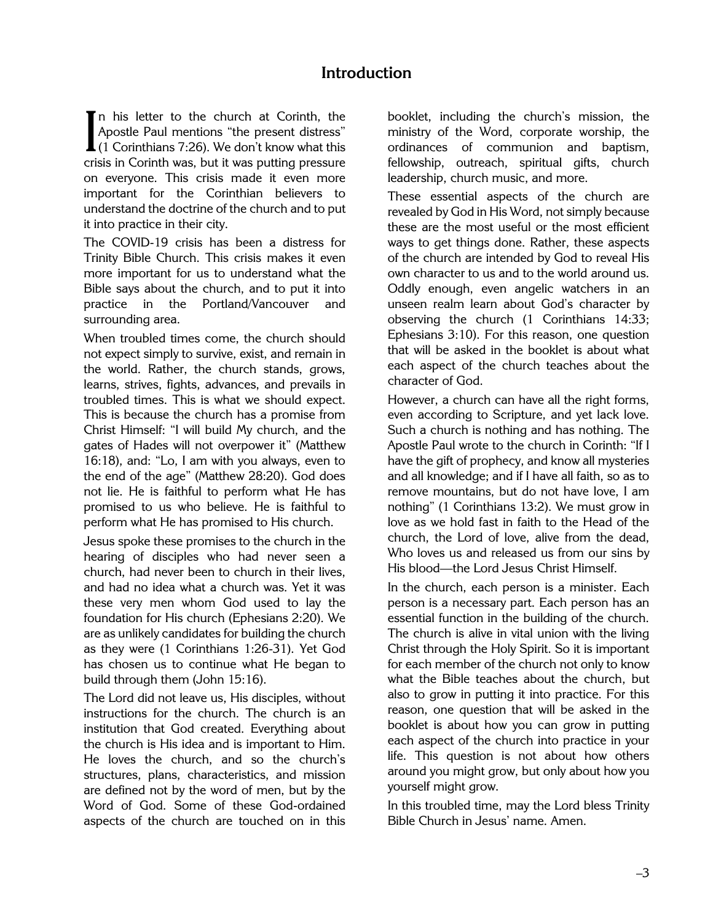# Introduction

In his letter to the church at Corinth, the Apostle Paul mentions "the present distress" (1 Corinthians 7:26). We don't know what this crisis in Corinth was, but it was putting pressure on everyone. This crisis made it even more important for the Corinthian believers to understand the doctrine of the church and to put it into practice in their city.

The COVID-19 crisis has been a distress for Trinity Bible Church. This crisis makes it even more important for us to understand what the Bible says about the church, and to put it into practice in the Portland/Vancouver and surrounding area.

When troubled times come, the church should not expect simply to survive, exist, and remain in the world. Rather, the church stands, grows, learns, strives, fights, advances, and prevails in troubled times. This is what we should expect. This is because the church has a promise from Christ Himself: "I will build My church, and the gates of Hades will not overpower it" (Matthew 16:18), and: "Lo, I am with you always, even to the end of the age" (Matthew 28:20). God does not lie. He is faithful to perform what He has promised to us who believe. He is faithful to perform what He has promised to His church.

Jesus spoke these promises to the church in the hearing of disciples who had never seen a church, had never been to church in their lives, and had no idea what a church was. Yet it was these very men whom God used to lay the foundation for His church (Ephesians 2:20). We are as unlikely candidates for building the church as they were (1 Corinthians 1:26-31). Yet God has chosen us to continue what He began to build through them (John 15:16).

The Lord did not leave us, His disciples, without instructions for the church. The church is an institution that God created. Everything about the church is His idea and is important to Him. He loves the church, and so the church's structures, plans, characteristics, and mission are defined not by the word of men, but by the Word of God. Some of these God-ordained aspects of the church are touched on in this booklet, including the church's mission, the ministry of the Word, corporate worship, the ordinances of communion and baptism, fellowship, outreach, spiritual gifts, church leadership, church music, and more.

These essential aspects of the church are revealed by God in His Word, not simply because these are the most useful or the most efficient ways to get things done. Rather, these aspects of the church are intended by God to reveal His own character to us and to the world around us. Oddly enough, even angelic watchers in an unseen realm learn about God's character by observing the church (1 Corinthians 14:33; Ephesians 3:10). For this reason, one question that will be asked in the booklet is about what each aspect of the church teaches about the character of God.

However, a church can have all the right forms, even according to Scripture, and yet lack love. Such a church is nothing and has nothing. The Apostle Paul wrote to the church in Corinth: "If I have the gift of prophecy, and know all mysteries and all knowledge; and if I have all faith, so as to remove mountains, but do not have love, I am nothing" (1 Corinthians 13:2). We must grow in love as we hold fast in faith to the Head of the church, the Lord of love, alive from the dead, Who loves us and released us from our sins by His blood—the Lord Jesus Christ Himself.

In the church, each person is a minister. Each person is a necessary part. Each person has an essential function in the building of the church. The church is alive in vital union with the living Christ through the Holy Spirit. So it is important for each member of the church not only to know what the Bible teaches about the church, but also to grow in putting it into practice. For this reason, one question that will be asked in the booklet is about how you can grow in putting each aspect of the church into practice in your life. This question is not about how others around you might grow, but only about how you yourself might grow.

In this troubled time, may the Lord bless Trinity Bible Church in Jesus' name. Amen.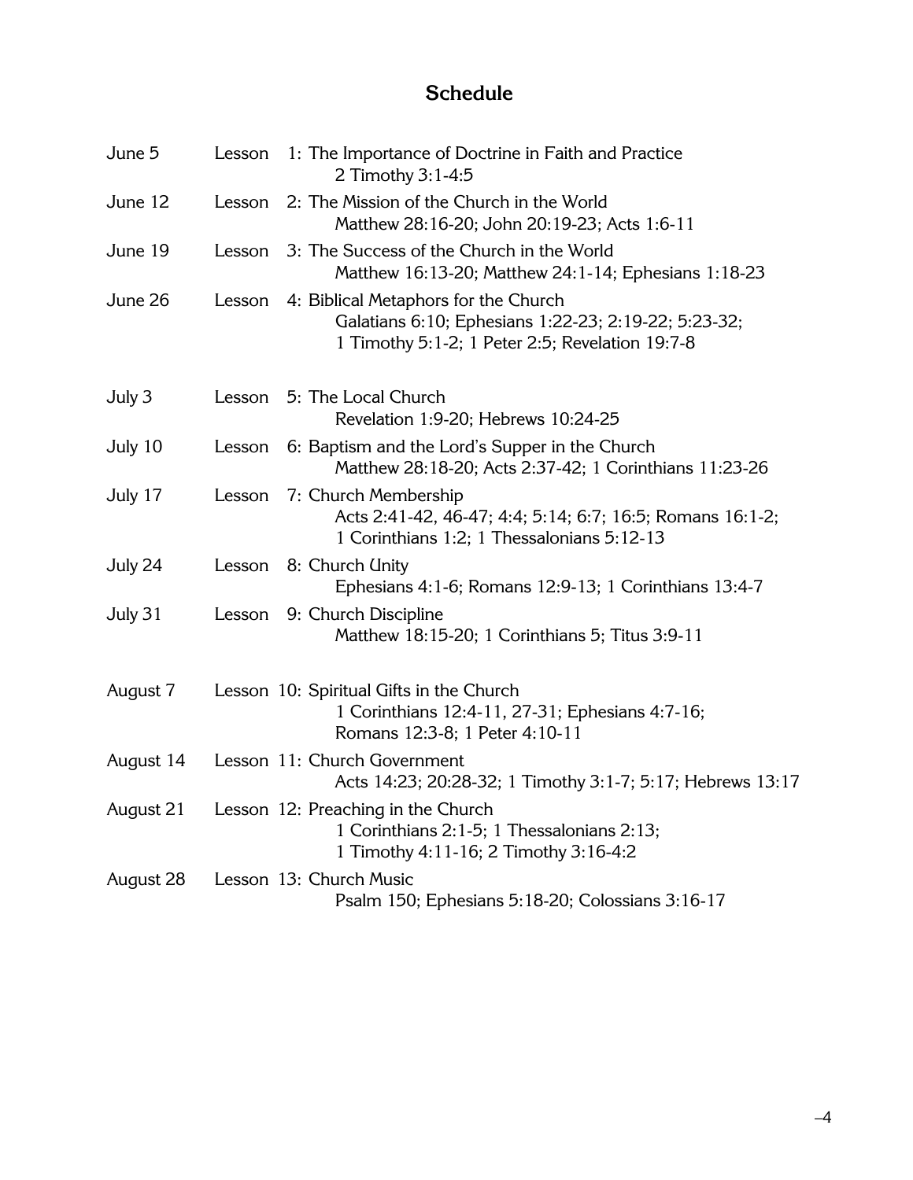# Schedule

| | | |
|---|---|---|
| June 5 | Lesson 1: | The Importance of Doctrine in Faith and Practice<br>2 Timothy 3:1-4:5 |
| June 12 | Lesson 2: | The Mission of the Church in the World<br>Matthew 28:16-20; John 20:19-23; Acts 1:6-11 |
| June 19 | Lesson 3: | The Success of the Church in the World<br>Matthew 16:13-20; Matthew 24:1-14; Ephesians 1:18-23 |
| June 26 | Lesson 4: | Biblical Metaphors for the Church<br>Galatians 6:10; Ephesians 1:22-23; 2:19-22; 5:23-32;<br>1 Timothy 5:1-2; 1 Peter 2:5; Revelation 19:7-8 |
| July 3 | Lesson 5: | The Local Church<br>Revelation 1:9-20; Hebrews 10:24-25 |
| July 10 | Lesson 6: | Baptism and the Lord's Supper in the Church<br>Matthew 28:18-20; Acts 2:37-42; 1 Corinthians 11:23-26 |
| July 17 | Lesson 7: | Church Membership<br>Acts 2:41-42, 46-47; 4:4; 5:14; 6:7; 16:5; Romans 16:1-2;<br>1 Corinthians 1:2; 1 Thessalonians 5:12-13 |
| July 24 | Lesson 8: | Church Unity<br>Ephesians 4:1-6; Romans 12:9-13; 1 Corinthians 13:4-7 |
| July 31 | Lesson 9: | Church Discipline<br>Matthew 18:15-20; 1 Corinthians 5; Titus 3:9-11 |
| August 7 | Lesson 10: | Spiritual Gifts in the Church<br>1 Corinthians 12:4-11, 27-31; Ephesians 4:7-16;<br>Romans 12:3-8; 1 Peter 4:10-11 |
| August 14 | Lesson 11: | Church Government<br>Acts 14:23; 20:28-32; 1 Timothy 3:1-7; 5:17; Hebrews 13:17 |
| August 21 | Lesson 12: | Preaching in the Church<br>1 Corinthians 2:1-5; 1 Thessalonians 2:13;<br>1 Timothy 4:11-16; 2 Timothy 3:16-4:2 |
| August 28 | Lesson 13: | Church Music<br>Psalm 150; Ephesians 5:18-20; Colossians 3:16-17 |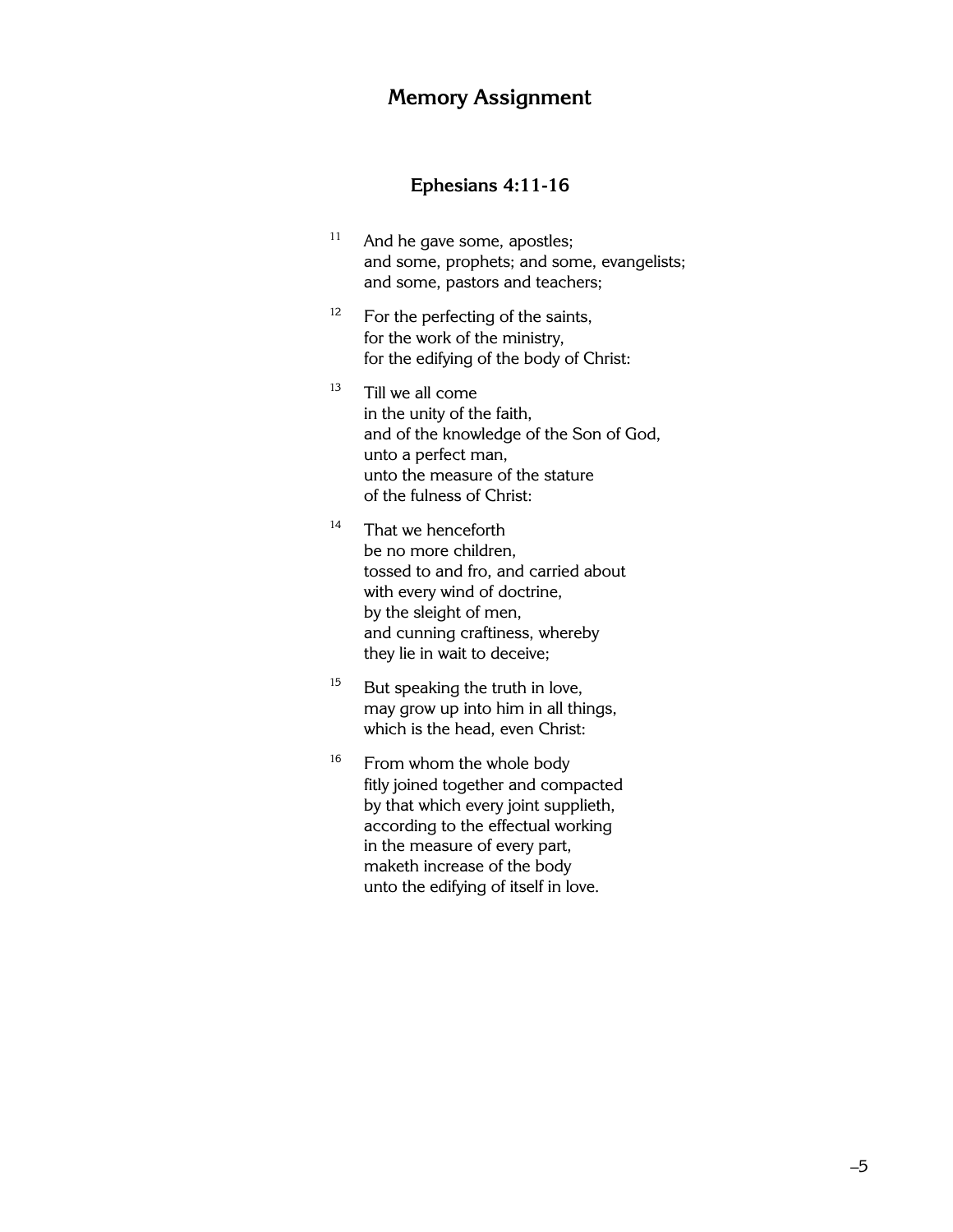## Memory Assignment

### Ephesians 4:11-16

[11] And he gave some, apostles;
and some, prophets; and some, evangelists;
and some, pastors and teachers;

[12] For the perfecting of the saints,
for the work of the ministry,
for the edifying of the body of Christ:

[13] Till we all come
in the unity of the faith,
and of the knowledge of the Son of God,
unto a perfect man,
unto the measure of the stature
of the fulness of Christ:

[14] That we henceforth
be no more children,
tossed to and fro, and carried about
with every wind of doctrine,
by the sleight of men,
and cunning craftiness, whereby
they lie in wait to deceive;

[15] But speaking the truth in love,
may grow up into him in all things,
which is the head, even Christ:

[16] From whom the whole body
fitly joined together and compacted
by that which every joint supplieth,
according to the effectual working
in the measure of every part,
maketh increase of the body
unto the edifying of itself in love.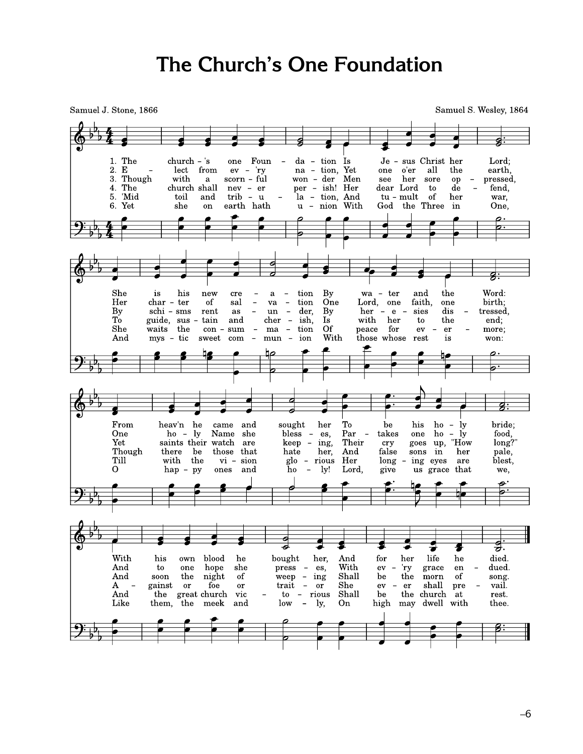# The Church's One Foundation

Samuel J. Stone, 1866

Samuel S. Wesley, 1864

1. The church's one Foundation Is Jesus Christ her Lord;
She is his new creation By water and the Word:
From heav'n he came and sought her To be his holy bride;
With his own blood he bought her, And for her life he died.

2. Elect from ev'ry nation, Yet one o'er all the earth,
Her charter of salvation One Lord, one faith, one birth;
One holy Name she blesses, Partakes one holy food,
And to one hope she presses, With ev'ry grace endued.

3. Though with a scornful wonder Men see her sore oppressed,
By schisms rent asunder, By heresies distressed,
Yet saints their watch are keeping, Their cry goes up, "How long?"
And soon the night of weeping Shall be the morn of song.

4. The church shall never perish! Her dear Lord to defend,
To guide, sustain and cherish, Is with her to the end;
Though there be those that hate her, And false sons in her pale,
Against or foe or traitor She ever shall prevail.

5. 'Mid toil and tribulation, And tumult of her war,
She waits the consummation Of peace for evermore;
Till with the vision glorious Her longing eyes are blest,
And the great church victorious Shall be the church at rest.

6. Yet she on earth hath union With God the Three in One,
And mystic sweet communion With those whose rest is won:
O happy ones and holy! Lord, give us grace that we,
Like them, the meek and lowly, On high may dwell with thee.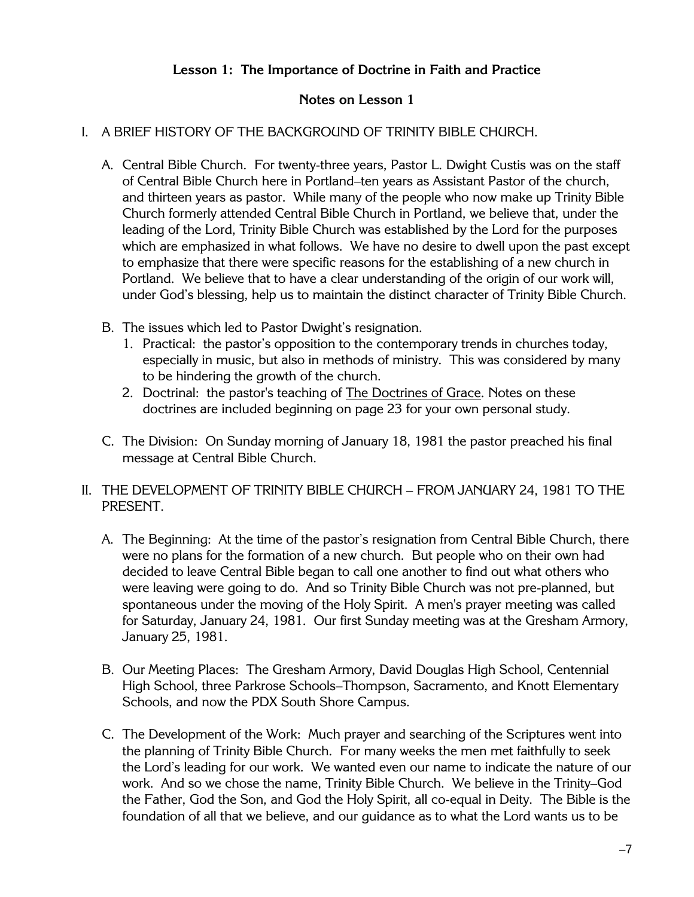### Lesson 1: The Importance of Doctrine in Faith and Practice

### Notes on Lesson 1

I. A BRIEF HISTORY OF THE BACKGROUND OF TRINITY BIBLE CHURCH.

A. Central Bible Church. For twenty-three years, Pastor L. Dwight Custis was on the staff of Central Bible Church here in Portland–ten years as Assistant Pastor of the church, and thirteen years as pastor. While many of the people who now make up Trinity Bible Church formerly attended Central Bible Church in Portland, we believe that, under the leading of the Lord, Trinity Bible Church was established by the Lord for the purposes which are emphasized in what follows. We have no desire to dwell upon the past except to emphasize that there were specific reasons for the establishing of a new church in Portland. We believe that to have a clear understanding of the origin of our work will, under God's blessing, help us to maintain the distinct character of Trinity Bible Church.

B. The issues which led to Pastor Dwight's resignation.
   1. Practical: the pastor's opposition to the contemporary trends in churches today, especially in music, but also in methods of ministry. This was considered by many to be hindering the growth of the church.
   2. Doctrinal: the pastor's teaching of The Doctrines of Grace. Notes on these doctrines are included beginning on page 23 for your own personal study.

C. The Division: On Sunday morning of January 18, 1981 the pastor preached his final message at Central Bible Church.

II. THE DEVELOPMENT OF TRINITY BIBLE CHURCH – FROM JANUARY 24, 1981 TO THE PRESENT.

A. The Beginning: At the time of the pastor's resignation from Central Bible Church, there were no plans for the formation of a new church. But people who on their own had decided to leave Central Bible began to call one another to find out what others who were leaving were going to do. And so Trinity Bible Church was not pre-planned, but spontaneous under the moving of the Holy Spirit. A men's prayer meeting was called for Saturday, January 24, 1981. Our first Sunday meeting was at the Gresham Armory, January 25, 1981.

B. Our Meeting Places: The Gresham Armory, David Douglas High School, Centennial High School, three Parkrose Schools–Thompson, Sacramento, and Knott Elementary Schools, and now the PDX South Shore Campus.

C. The Development of the Work: Much prayer and searching of the Scriptures went into the planning of Trinity Bible Church. For many weeks the men met faithfully to seek the Lord's leading for our work. We wanted even our name to indicate the nature of our work. And so we chose the name, Trinity Bible Church. We believe in the Trinity–God the Father, God the Son, and God the Holy Spirit, all co-equal in Deity. The Bible is the foundation of all that we believe, and our guidance as to what the Lord wants us to be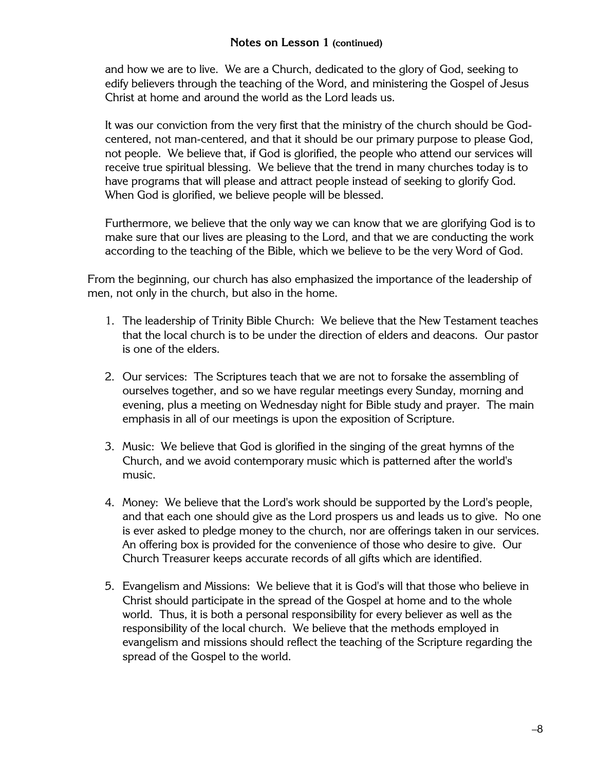and how we are to live. We are a Church, dedicated to the glory of God, seeking to edify believers through the teaching of the Word, and ministering the Gospel of Jesus Christ at home and around the world as the Lord leads us.

It was our conviction from the very first that the ministry of the church should be God-centered, not man-centered, and that it should be our primary purpose to please God, not people. We believe that, if God is glorified, the people who attend our services will receive true spiritual blessing. We believe that the trend in many churches today is to have programs that will please and attract people instead of seeking to glorify God. When God is glorified, we believe people will be blessed.

Furthermore, we believe that the only way we can know that we are glorifying God is to make sure that our lives are pleasing to the Lord, and that we are conducting the work according to the teaching of the Bible, which we believe to be the very Word of God.

From the beginning, our church has also emphasized the importance of the leadership of men, not only in the church, but also in the home.

1. The leadership of Trinity Bible Church: We believe that the New Testament teaches that the local church is to be under the direction of elders and deacons. Our pastor is one of the elders.

2. Our services: The Scriptures teach that we are not to forsake the assembling of ourselves together, and so we have regular meetings every Sunday, morning and evening, plus a meeting on Wednesday night for Bible study and prayer. The main emphasis in all of our meetings is upon the exposition of Scripture.

3. Music: We believe that God is glorified in the singing of the great hymns of the Church, and we avoid contemporary music which is patterned after the world's music.

4. Money: We believe that the Lord's work should be supported by the Lord's people, and that each one should give as the Lord prospers us and leads us to give. No one is ever asked to pledge money to the church, nor are offerings taken in our services. An offering box is provided for the convenience of those who desire to give. Our Church Treasurer keeps accurate records of all gifts which are identified.

5. Evangelism and Missions: We believe that it is God's will that those who believe in Christ should participate in the spread of the Gospel at home and to the whole world. Thus, it is both a personal responsibility for every believer as well as the responsibility of the local church. We believe that the methods employed in evangelism and missions should reflect the teaching of the Scripture regarding the spread of the Gospel to the world.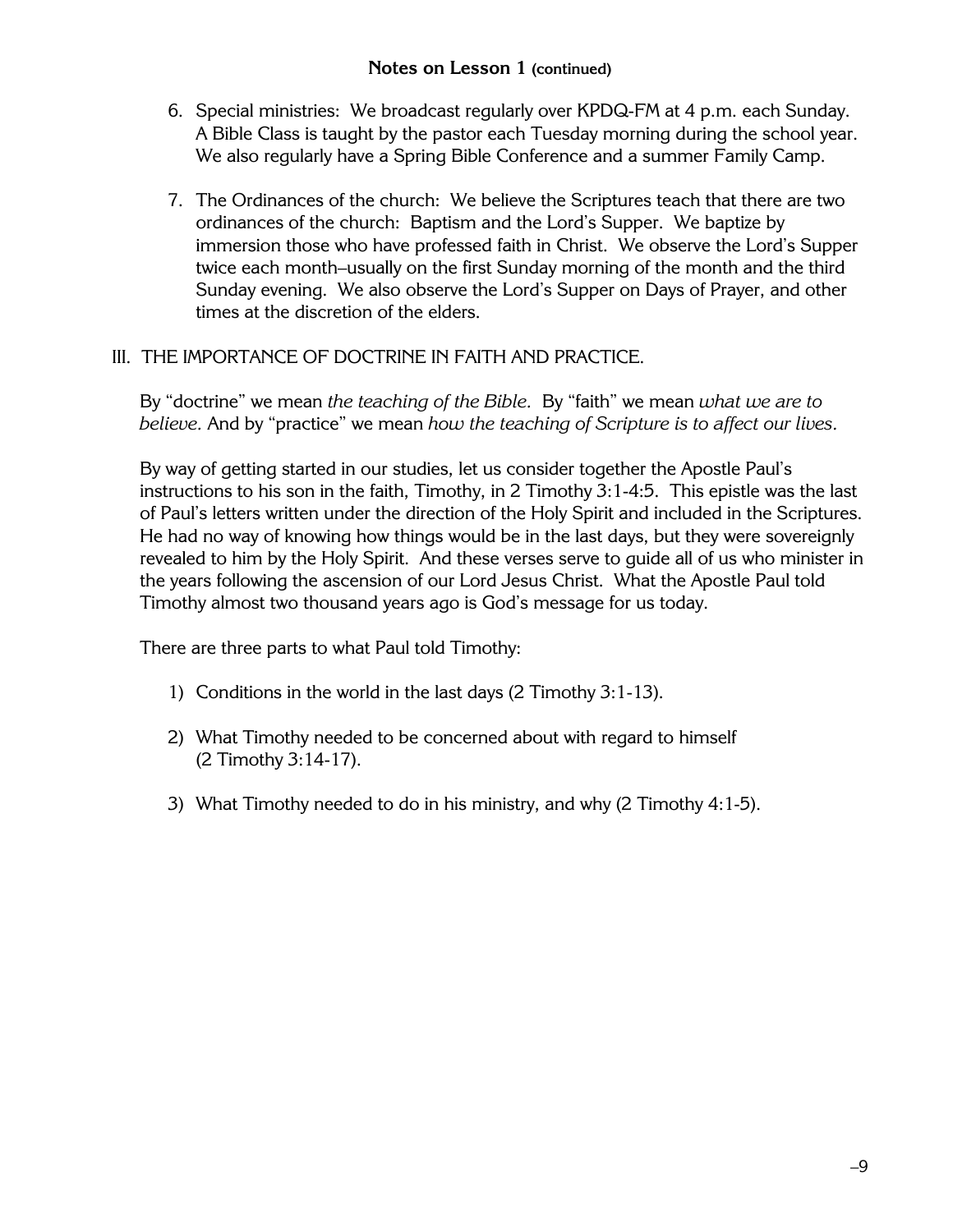## Notes on Lesson 1 (continued)

6. Special ministries: We broadcast regularly over KPDQ-FM at 4 p.m. each Sunday. A Bible Class is taught by the pastor each Tuesday morning during the school year. We also regularly have a Spring Bible Conference and a summer Family Camp.

7. The Ordinances of the church: We believe the Scriptures teach that there are two ordinances of the church: Baptism and the Lord's Supper. We baptize by immersion those who have professed faith in Christ. We observe the Lord's Supper twice each month–usually on the first Sunday morning of the month and the third Sunday evening. We also observe the Lord's Supper on Days of Prayer, and other times at the discretion of the elders.

### III. THE IMPORTANCE OF DOCTRINE IN FAITH AND PRACTICE.

By "doctrine" we mean *the teaching of the Bible*. By "faith" we mean *what we are to believe*. And by "practice" we mean *how the teaching of Scripture is to affect our lives*.

By way of getting started in our studies, let us consider together the Apostle Paul's instructions to his son in the faith, Timothy, in 2 Timothy 3:1-4:5. This epistle was the last of Paul's letters written under the direction of the Holy Spirit and included in the Scriptures. He had no way of knowing how things would be in the last days, but they were sovereignly revealed to him by the Holy Spirit. And these verses serve to guide all of us who minister in the years following the ascension of our Lord Jesus Christ. What the Apostle Paul told Timothy almost two thousand years ago is God's message for us today.

There are three parts to what Paul told Timothy:

1) Conditions in the world in the last days (2 Timothy 3:1-13).

2) What Timothy needed to be concerned about with regard to himself (2 Timothy 3:14-17).

3) What Timothy needed to do in his ministry, and why (2 Timothy 4:1-5).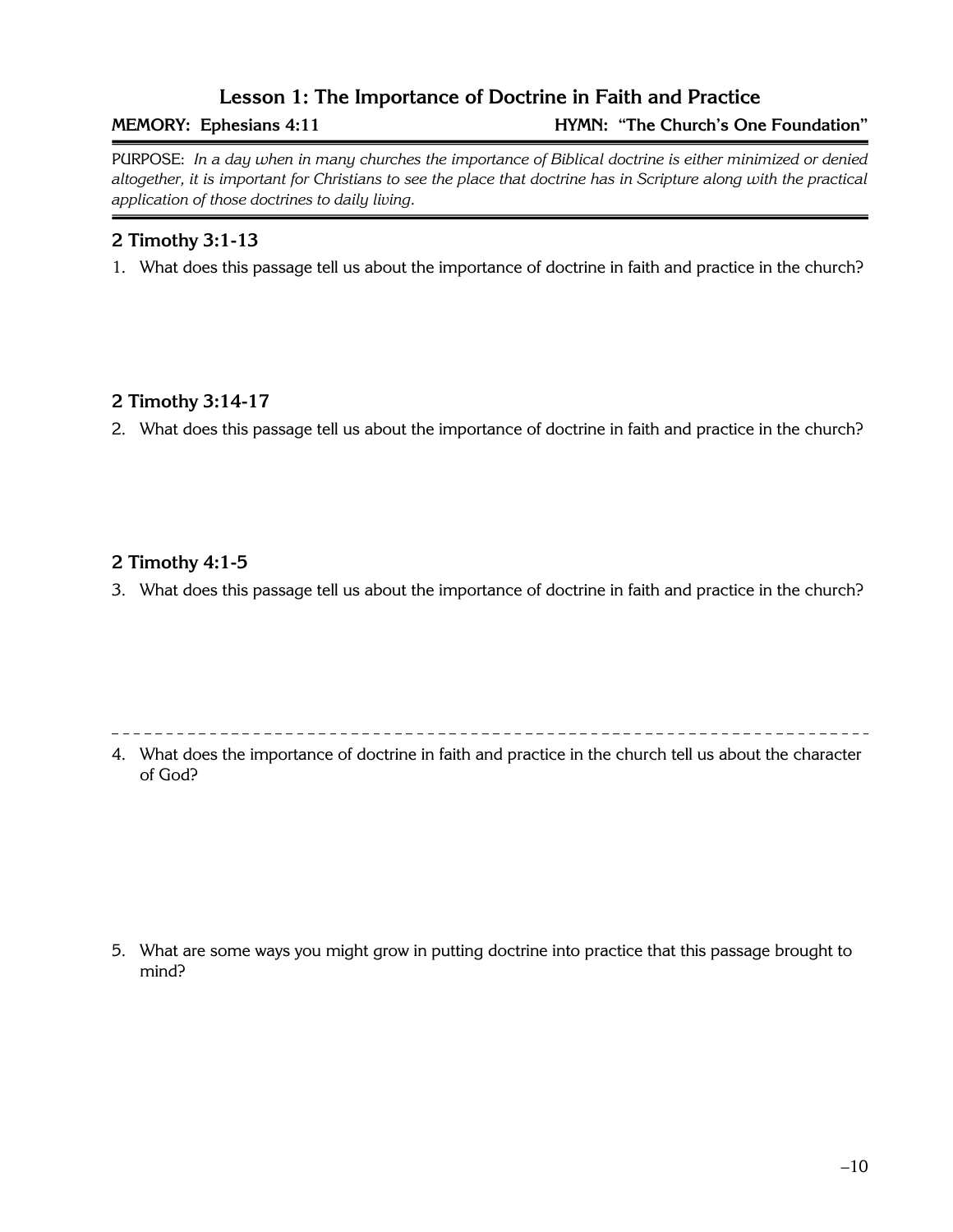# Lesson 1: The Importance of Doctrine in Faith and Practice

**MEMORY: Ephesians 4:11** **HYMN: "The Church's One Foundation"**

PURPOSE: *In a day when in many churches the importance of Biblical doctrine is either minimized or denied altogether, it is important for Christians to see the place that doctrine has in Scripture along with the practical application of those doctrines to daily living.*

## 2 Timothy 3:1-13

1. What does this passage tell us about the importance of doctrine in faith and practice in the church?

## 2 Timothy 3:14-17

2. What does this passage tell us about the importance of doctrine in faith and practice in the church?

## 2 Timothy 4:1-5

3. What does this passage tell us about the importance of doctrine in faith and practice in the church?

---

4. What does the importance of doctrine in faith and practice in the church tell us about the character of God?

5. What are some ways you might grow in putting doctrine into practice that this passage brought to mind?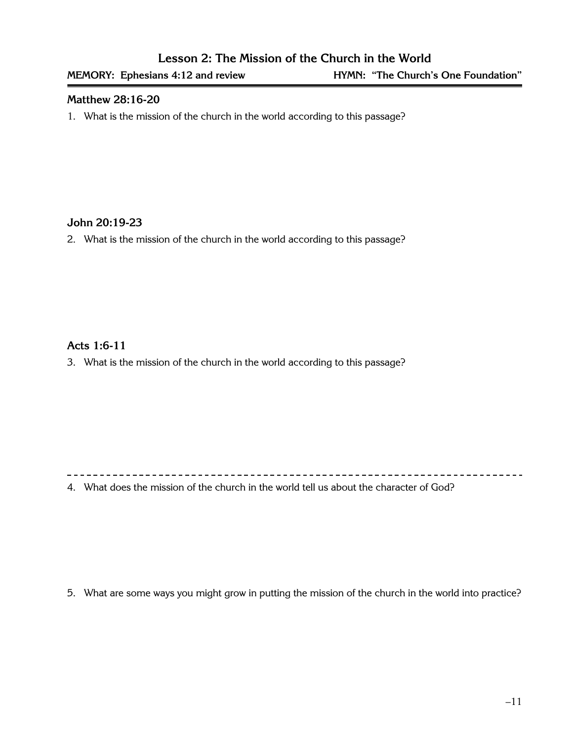# Lesson 2: The Mission of the Church in the World

**MEMORY: Ephesians 4:12 and review** **HYMN: "The Church's One Foundation"**

---

### Matthew 28:16-20

1. What is the mission of the church in the world according to this passage?

### John 20:19-23

2. What is the mission of the church in the world according to this passage?

### Acts 1:6-11

3. What is the mission of the church in the world according to this passage?

---

4. What does the mission of the church in the world tell us about the character of God?

5. What are some ways you might grow in putting the mission of the church in the world into practice?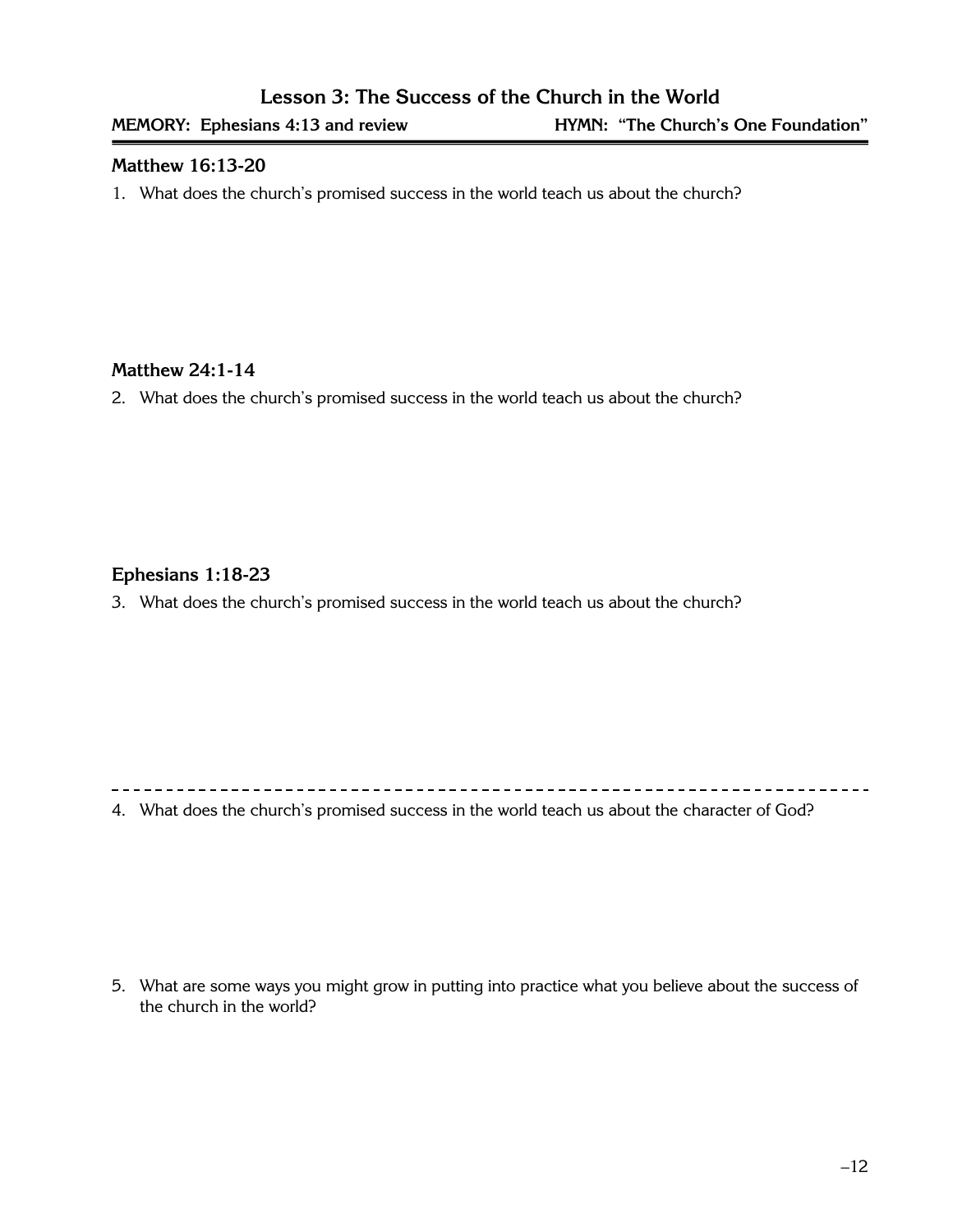## Lesson 3: The Success of the Church in the World

**MEMORY: Ephesians 4:13 and review** **HYMN: "The Church's One Foundation"**

---

**Matthew 16:13-20**

1. What does the church's promised success in the world teach us about the church?

**Matthew 24:1-14**

2. What does the church's promised success in the world teach us about the church?

**Ephesians 1:18-23**

3. What does the church's promised success in the world teach us about the church?

---

4. What does the church's promised success in the world teach us about the character of God?

5. What are some ways you might grow in putting into practice what you believe about the success of the church in the world?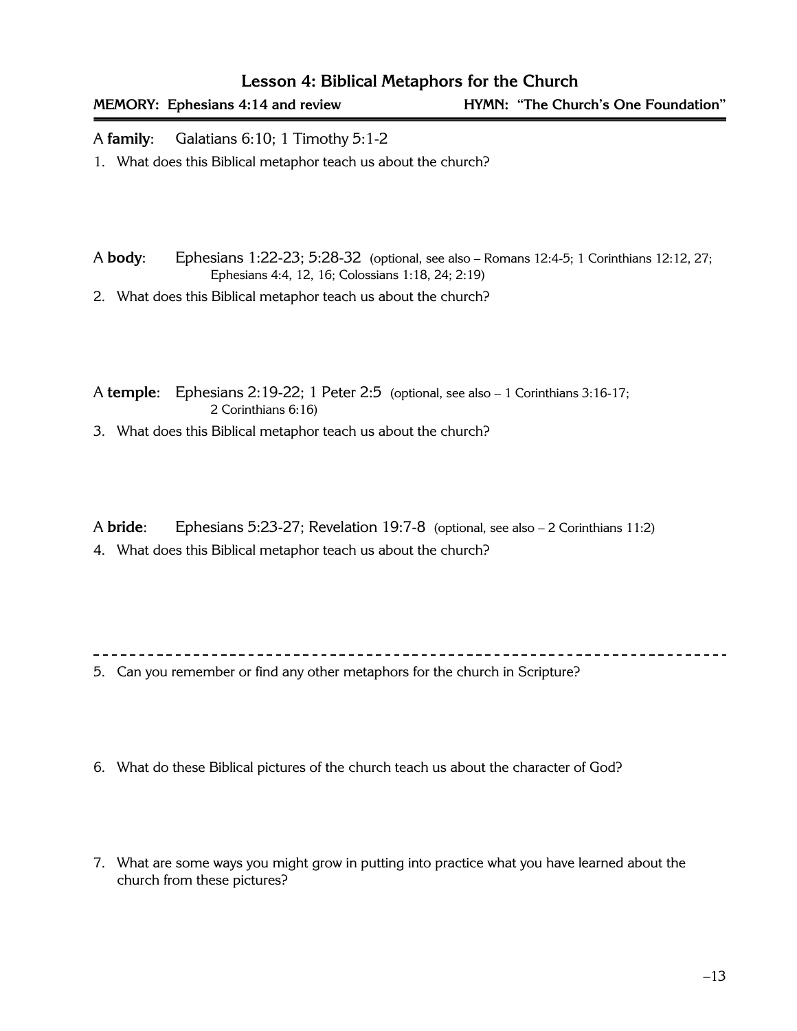## Lesson 4: Biblical Metaphors for the Church

**MEMORY: Ephesians 4:14 and review** **HYMN: "The Church's One Foundation"**

A **family**: Galatians 6:10; 1 Timothy 5:1-2

1. What does this Biblical metaphor teach us about the church?

A **body**: Ephesians 1:22-23; 5:28-32 (optional, see also – Romans 12:4-5; 1 Corinthians 12:12, 27; Ephesians 4:4, 12, 16; Colossians 1:18, 24; 2:19)

2. What does this Biblical metaphor teach us about the church?

A **temple**: Ephesians 2:19-22; 1 Peter 2:5 (optional, see also – 1 Corinthians 3:16-17; 2 Corinthians 6:16)

3. What does this Biblical metaphor teach us about the church?

A **bride**: Ephesians 5:23-27; Revelation 19:7-8 (optional, see also – 2 Corinthians 11:2)

4. What does this Biblical metaphor teach us about the church?

---

5. Can you remember or find any other metaphors for the church in Scripture?

6. What do these Biblical pictures of the church teach us about the character of God?

7. What are some ways you might grow in putting into practice what you have learned about the church from these pictures?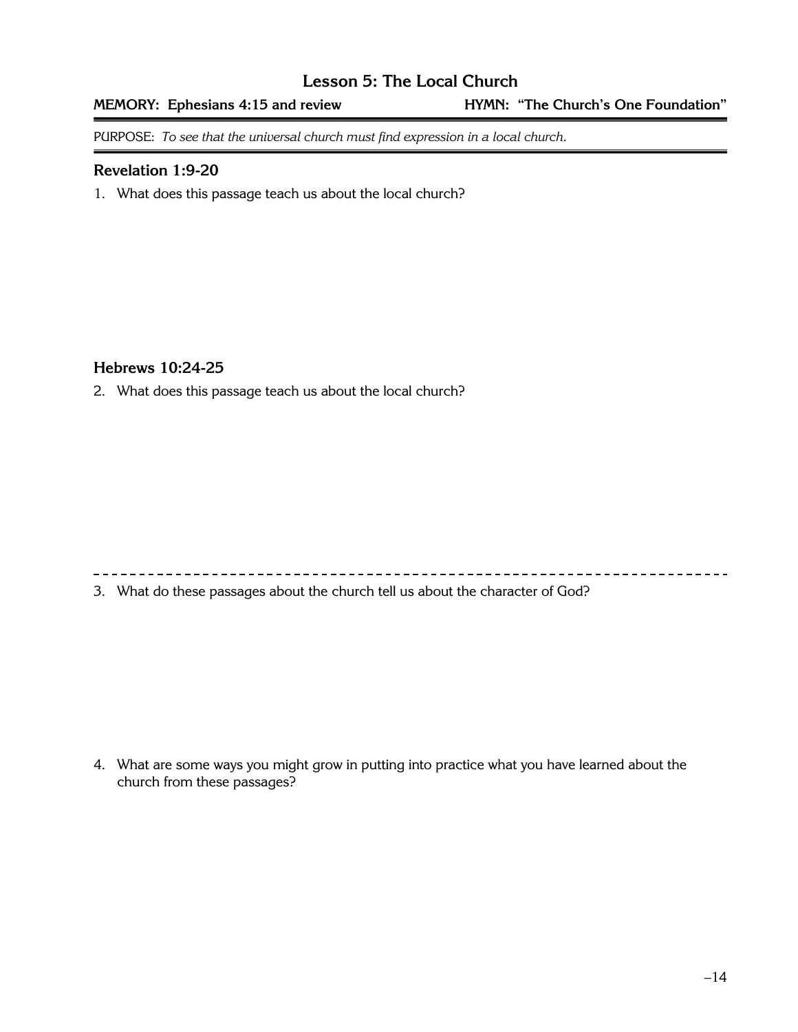# Lesson 5: The Local Church

**MEMORY: Ephesians 4:15 and review** **HYMN: "The Church's One Foundation"**

PURPOSE: *To see that the universal church must find expression in a local church.*

### Revelation 1:9-20

1. What does this passage teach us about the local church?

### Hebrews 10:24-25

2. What does this passage teach us about the local church?

---

3. What do these passages about the church tell us about the character of God?

4. What are some ways you might grow in putting into practice what you have learned about the church from these passages?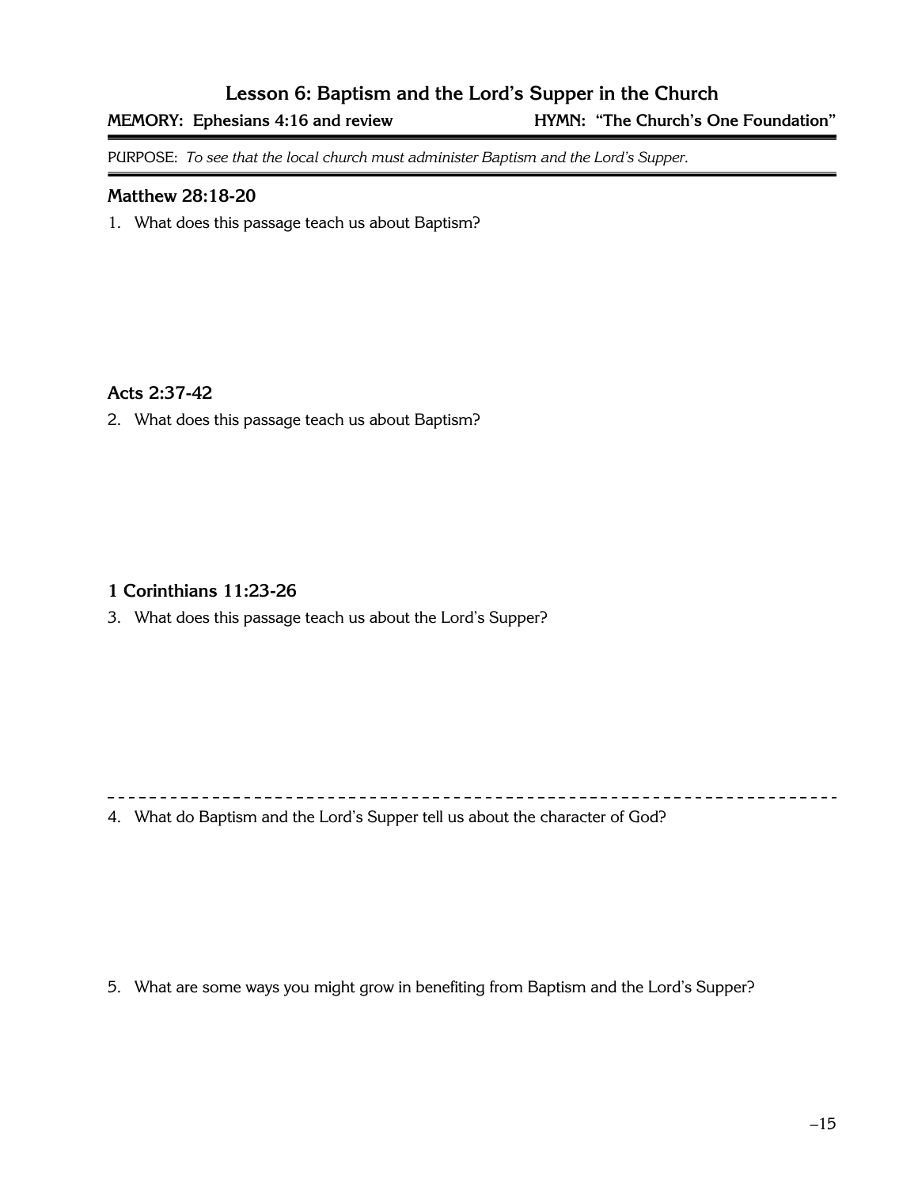## Lesson 6: Baptism and the Lord's Supper in the Church

**MEMORY: Ephesians 4:16 and review** **HYMN: "The Church's One Foundation"**

PURPOSE: *To see that the local church must administer Baptism and the Lord's Supper.*

### Matthew 28:18-20

1. What does this passage teach us about Baptism?

### Acts 2:37-42

2. What does this passage teach us about Baptism?

### 1 Corinthians 11:23-26

3. What does this passage teach us about the Lord's Supper?

---

4. What do Baptism and the Lord's Supper tell us about the character of God?

5. What are some ways you might grow in benefiting from Baptism and the Lord's Supper?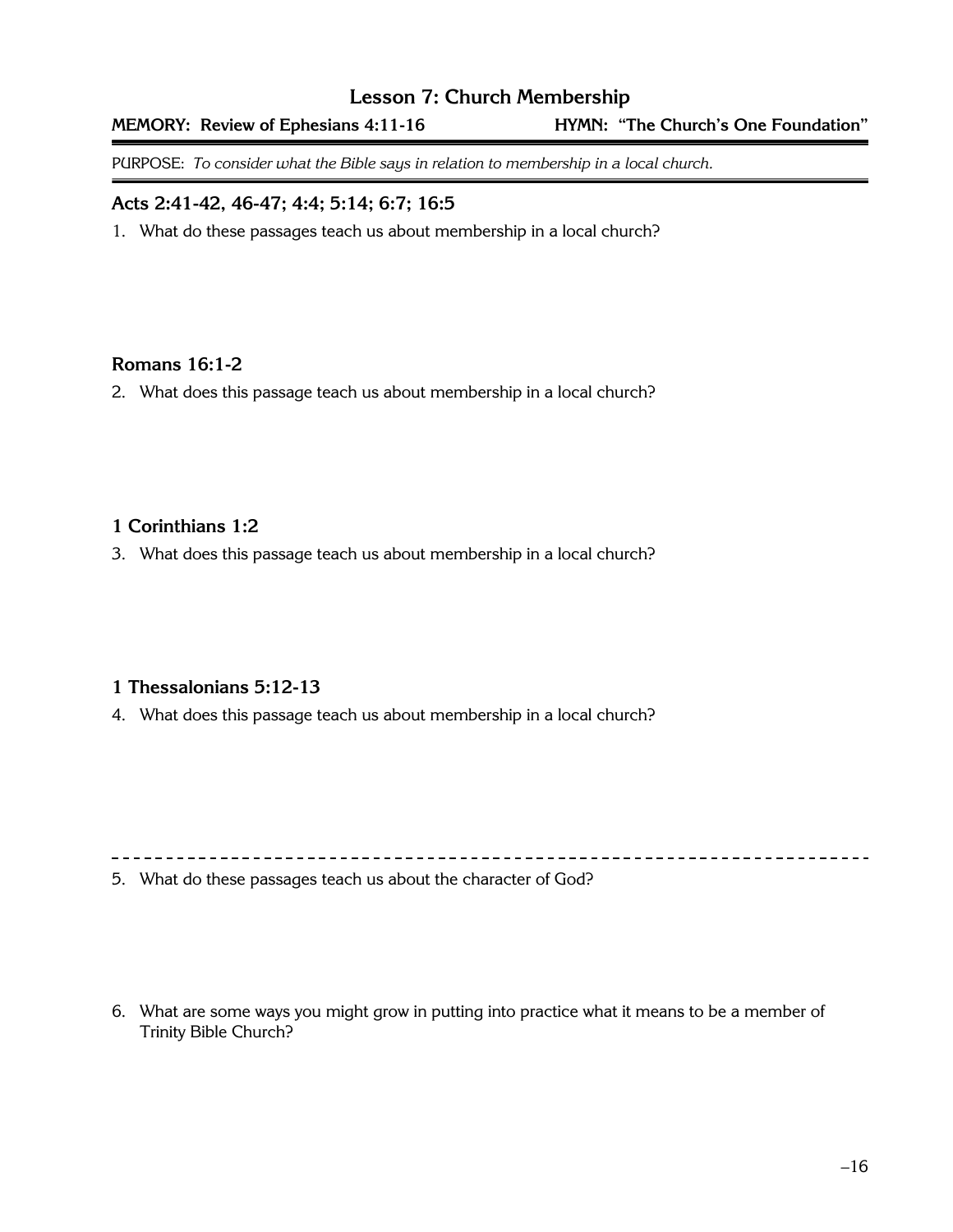## Lesson 7: Church Membership

**MEMORY: Review of Ephesians 4:11-16** **HYMN: "The Church's One Foundation"**

PURPOSE: *To consider what the Bible says in relation to membership in a local church.*

### Acts 2:41-42, 46-47; 4:4; 5:14; 6:7; 16:5

1. What do these passages teach us about membership in a local church?

### Romans 16:1-2

2. What does this passage teach us about membership in a local church?

### 1 Corinthians 1:2

3. What does this passage teach us about membership in a local church?

### 1 Thessalonians 5:12-13

4. What does this passage teach us about membership in a local church?

---

5. What do these passages teach us about the character of God?

6. What are some ways you might grow in putting into practice what it means to be a member of Trinity Bible Church?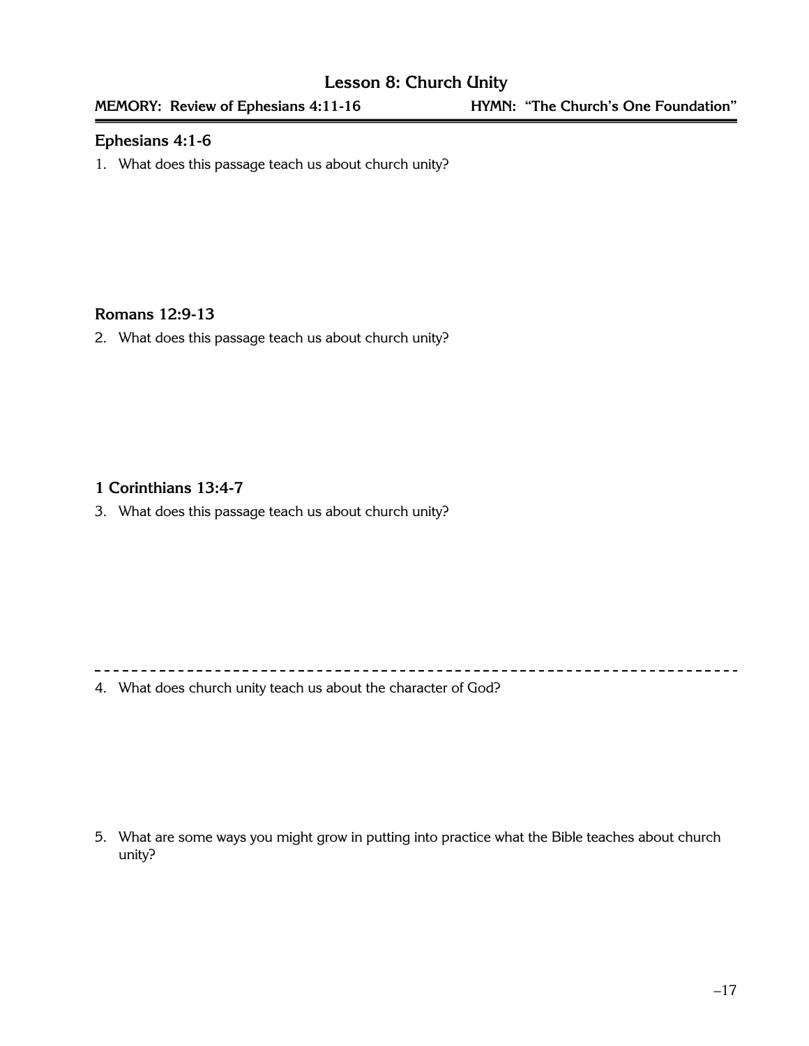# Lesson 8: Church Unity

**MEMORY: Review of Ephesians 4:11-16** **HYMN: "The Church's One Foundation"**

## Ephesians 4:1-6

1. What does this passage teach us about church unity?

## Romans 12:9-13

2. What does this passage teach us about church unity?

## 1 Corinthians 13:4-7

3. What does this passage teach us about church unity?

---

4. What does church unity teach us about the character of God?

5. What are some ways you might grow in putting into practice what the Bible teaches about church unity?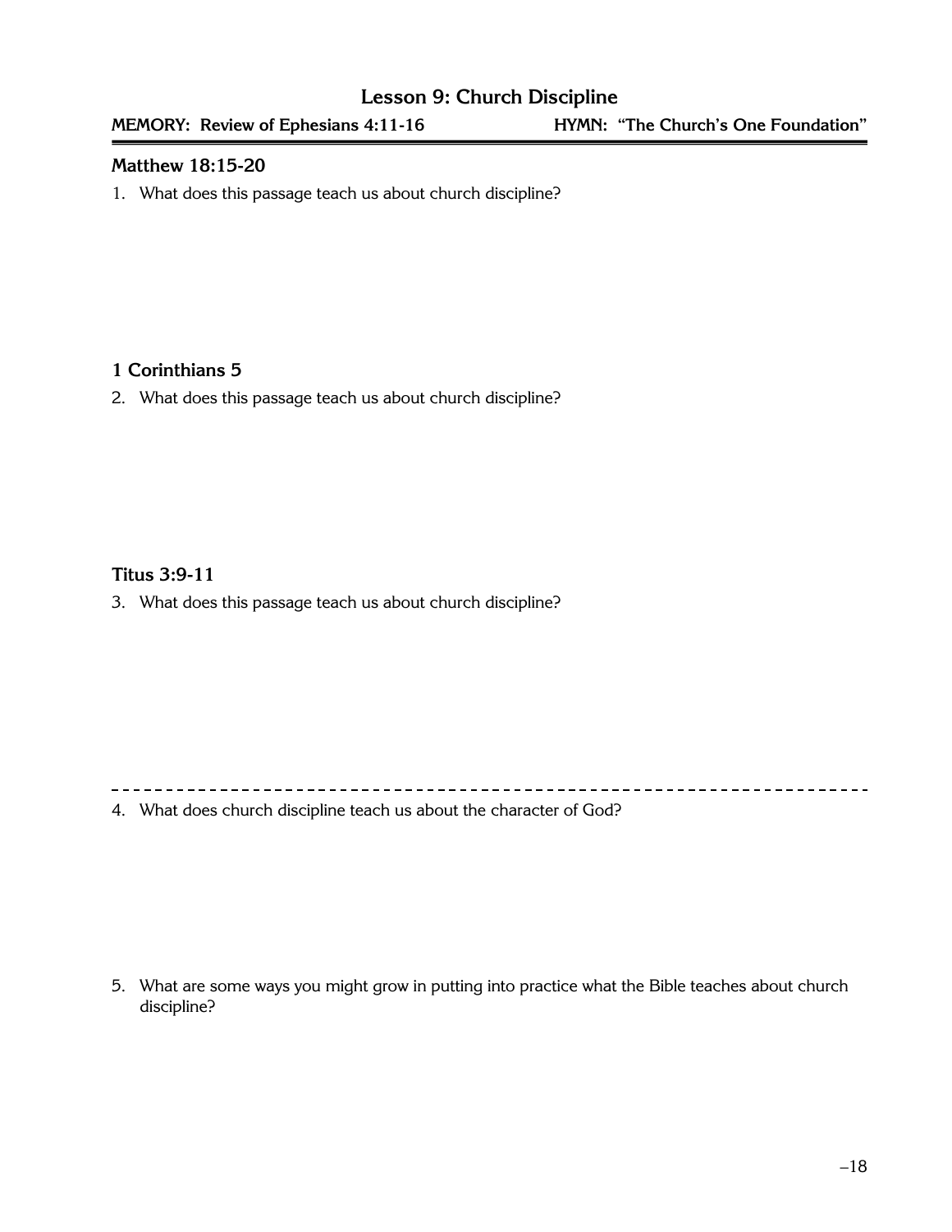# Lesson 9: Church Discipline

**MEMORY: Review of Ephesians 4:11-16** **HYMN: "The Church's One Foundation"**

---

### Matthew 18:15-20

1. What does this passage teach us about church discipline?

### 1 Corinthians 5

2. What does this passage teach us about church discipline?

### Titus 3:9-11

3. What does this passage teach us about church discipline?

---

4. What does church discipline teach us about the character of God?

5. What are some ways you might grow in putting into practice what the Bible teaches about church discipline?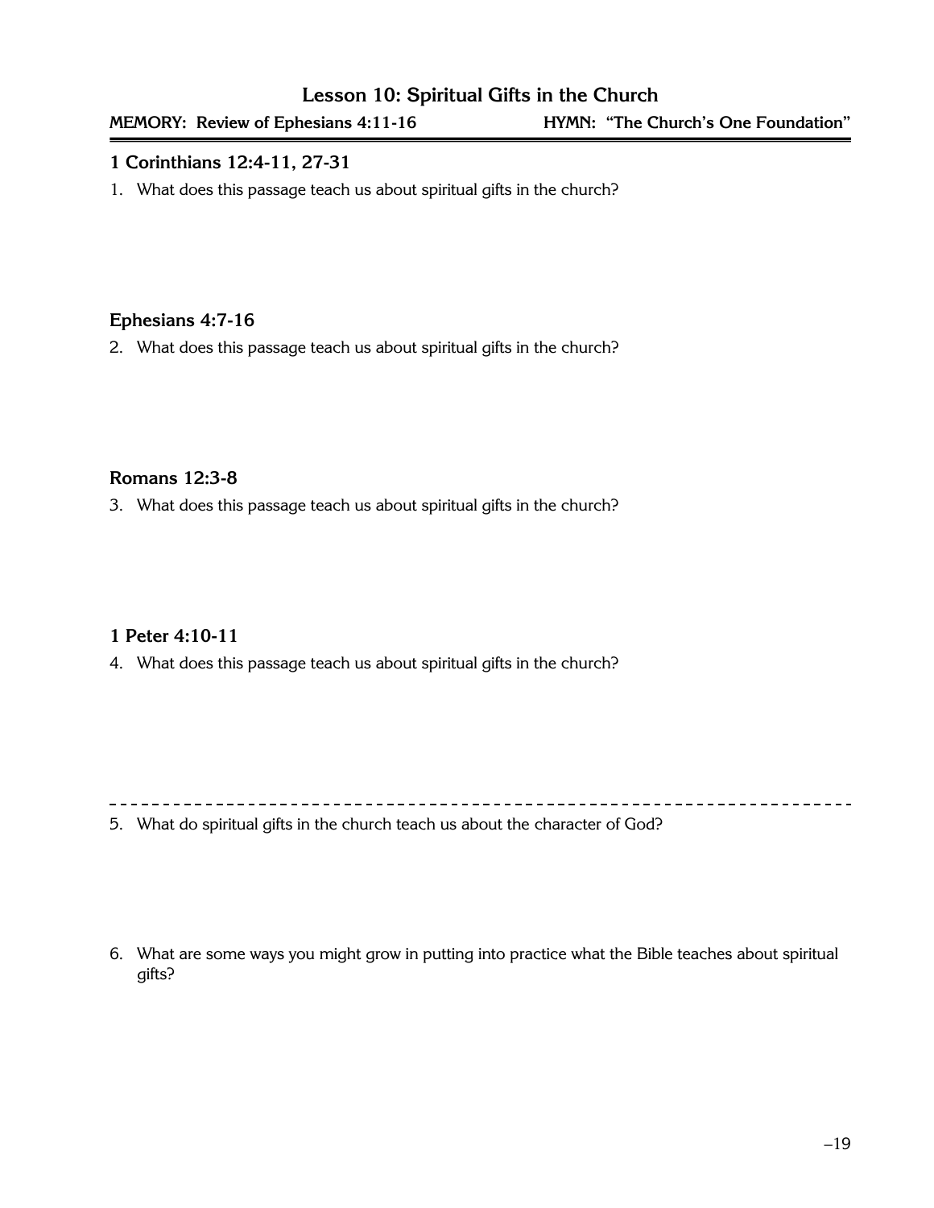## Lesson 10: Spiritual Gifts in the Church

**MEMORY: Review of Ephesians 4:11-16** **HYMN: "The Church's One Foundation"**

### 1 Corinthians 12:4-11, 27-31

1. What does this passage teach us about spiritual gifts in the church?

### Ephesians 4:7-16

2. What does this passage teach us about spiritual gifts in the church?

### Romans 12:3-8

3. What does this passage teach us about spiritual gifts in the church?

### 1 Peter 4:10-11

4. What does this passage teach us about spiritual gifts in the church?

---

5. What do spiritual gifts in the church teach us about the character of God?

6. What are some ways you might grow in putting into practice what the Bible teaches about spiritual gifts?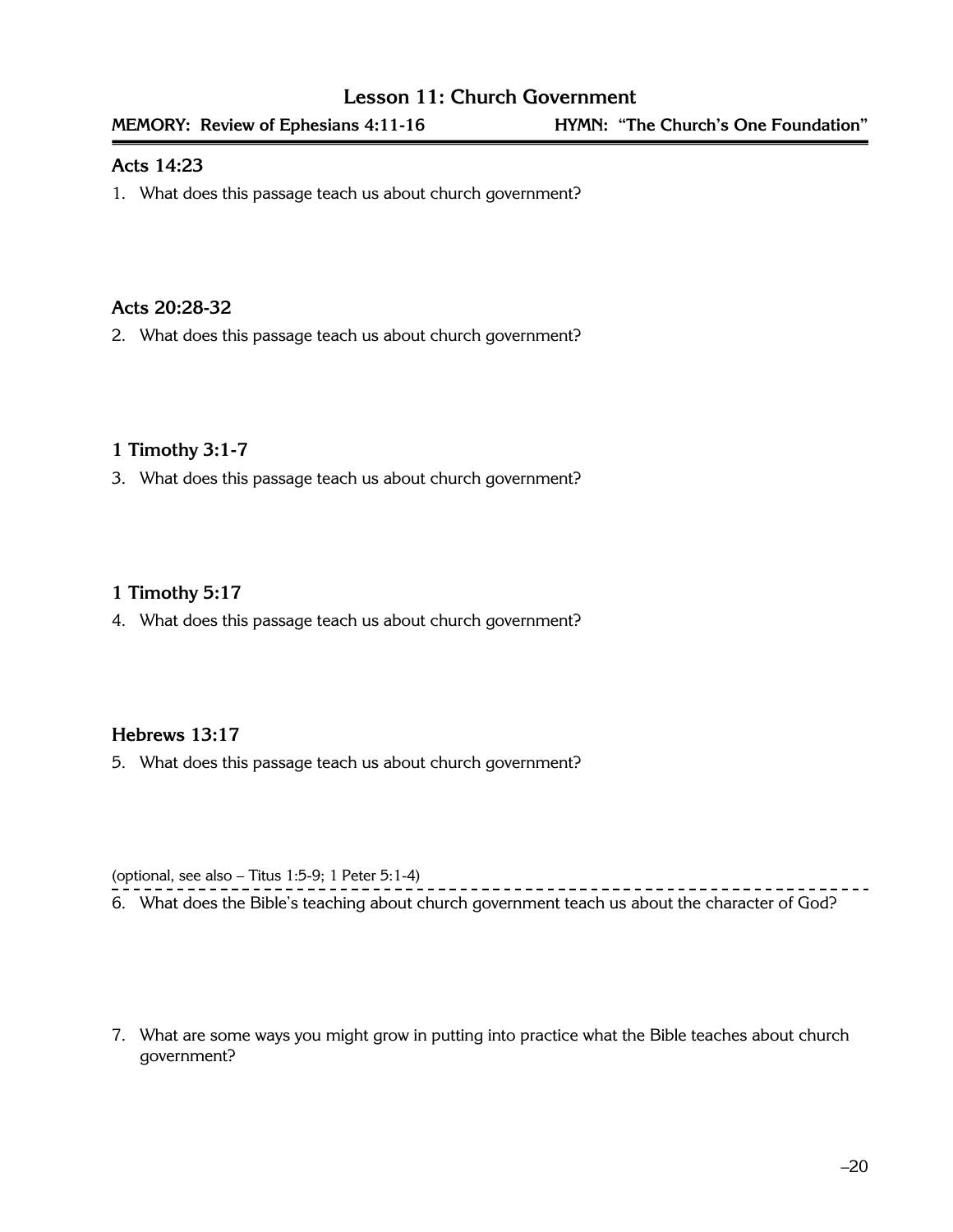# Lesson 11: Church Government

**MEMORY: Review of Ephesians 4:11-16** **HYMN: "The Church's One Foundation"**

### Acts 14:23

1. What does this passage teach us about church government?

### Acts 20:28-32

2. What does this passage teach us about church government?

### 1 Timothy 3:1-7

3. What does this passage teach us about church government?

### 1 Timothy 5:17

4. What does this passage teach us about church government?

### Hebrews 13:17

5. What does this passage teach us about church government?

(optional, see also – Titus 1:5-9; 1 Peter 5:1-4)

6. What does the Bible's teaching about church government teach us about the character of God?

7. What are some ways you might grow in putting into practice what the Bible teaches about church government?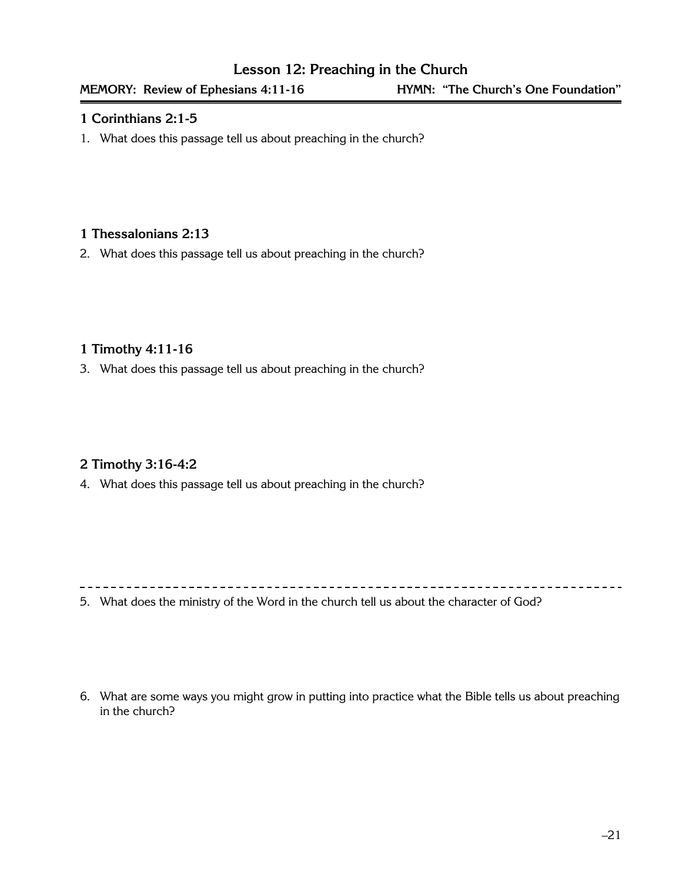## Lesson 12: Preaching in the Church

**MEMORY: Review of Ephesians 4:11-16** **HYMN: "The Church's One Foundation"**

### 1 Corinthians 2:1-5

1. What does this passage tell us about preaching in the church?

### 1 Thessalonians 2:13

2. What does this passage tell us about preaching in the church?

### 1 Timothy 4:11-16

3. What does this passage tell us about preaching in the church?

### 2 Timothy 3:16-4:2

4. What does this passage tell us about preaching in the church?

---

5. What does the ministry of the Word in the church tell us about the character of God?

6. What are some ways you might grow in putting into practice what the Bible tells us about preaching in the church?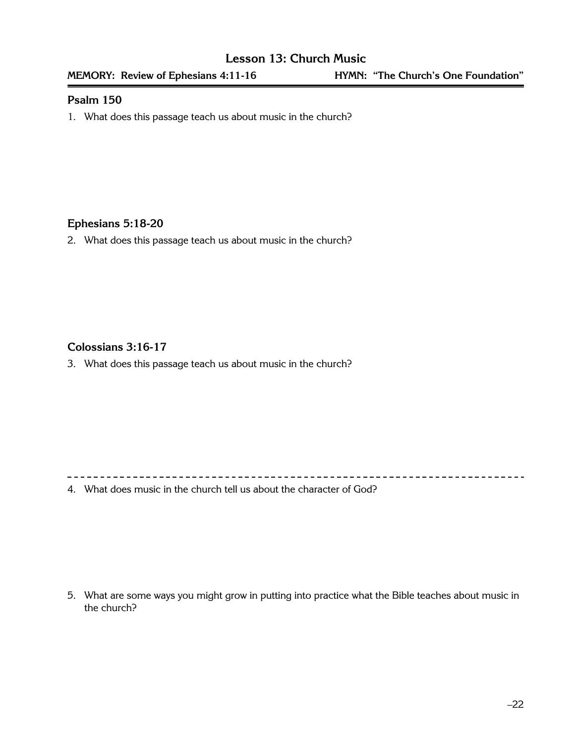# Lesson 13: Church Music

**MEMORY: Review of Ephesians 4:11-16** **HYMN: "The Church's One Foundation"**

## Psalm 150

1. What does this passage teach us about music in the church?

## Ephesians 5:18-20

2. What does this passage teach us about music in the church?

## Colossians 3:16-17

3. What does this passage teach us about music in the church?

---

4. What does music in the church tell us about the character of God?

5. What are some ways you might grow in putting into practice what the Bible teaches about music in the church?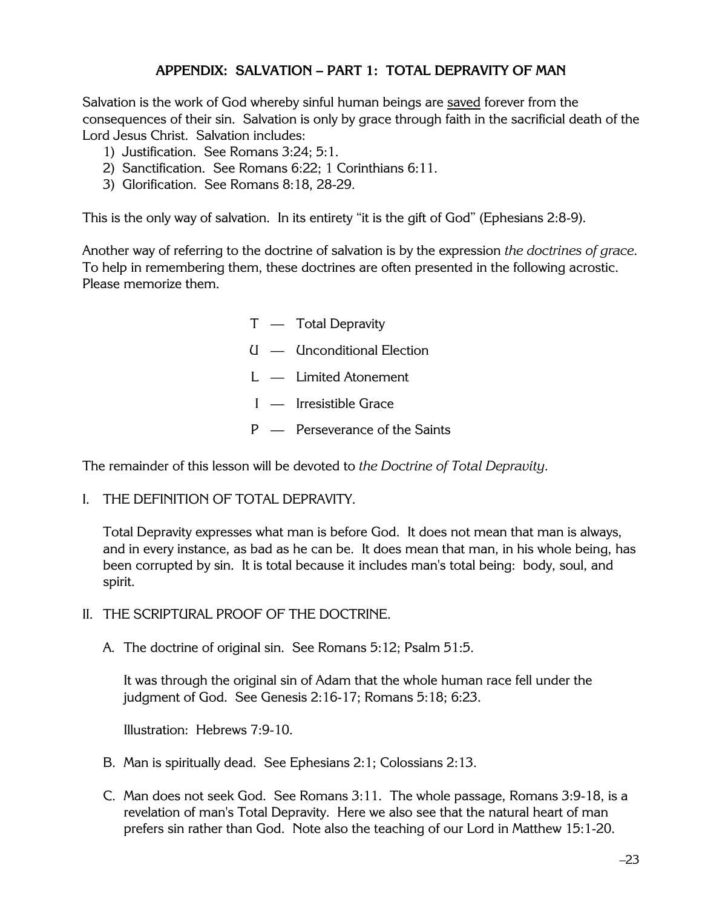# APPENDIX: SALVATION – PART 1: TOTAL DEPRAVITY OF MAN

Salvation is the work of God whereby sinful human beings are <u>saved</u> forever from the consequences of their sin. Salvation is only by grace through faith in the sacrificial death of the Lord Jesus Christ. Salvation includes:

1) Justification. See Romans 3:24; 5:1.
2) Sanctification. See Romans 6:22; 1 Corinthians 6:11.
3) Glorification. See Romans 8:18, 28-29.

This is the only way of salvation. In its entirety "it is the gift of God" (Ephesians 2:8-9).

Another way of referring to the doctrine of salvation is by the expression *the doctrines of grace*. To help in remembering them, these doctrines are often presented in the following acrostic. Please memorize them.

- T — Total Depravity
- U — Unconditional Election
- L — Limited Atonement
- I — Irresistible Grace
- P — Perseverance of the Saints

The remainder of this lesson will be devoted to *the Doctrine of Total Depravity*.

## I. THE DEFINITION OF TOTAL DEPRAVITY.

Total Depravity expresses what man is before God. It does not mean that man is always, and in every instance, as bad as he can be. It does mean that man, in his whole being, has been corrupted by sin. It is total because it includes man's total being: body, soul, and spirit.

## II. THE SCRIPTURAL PROOF OF THE DOCTRINE.

A. The doctrine of original sin. See Romans 5:12; Psalm 51:5.

It was through the original sin of Adam that the whole human race fell under the judgment of God. See Genesis 2:16-17; Romans 5:18; 6:23.

Illustration: Hebrews 7:9-10.

B. Man is spiritually dead. See Ephesians 2:1; Colossians 2:13.

C. Man does not seek God. See Romans 3:11. The whole passage, Romans 3:9-18, is a revelation of man's Total Depravity. Here we also see that the natural heart of man prefers sin rather than God. Note also the teaching of our Lord in Matthew 15:1-20.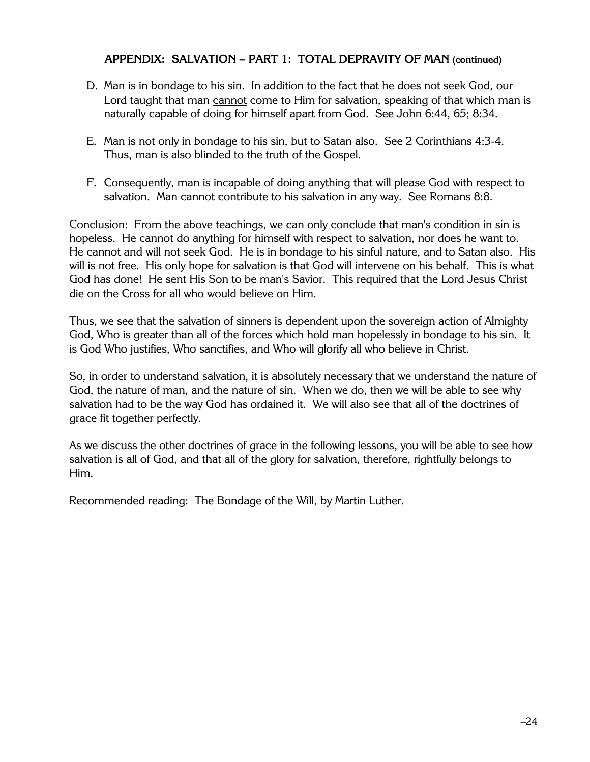## APPENDIX: SALVATION – PART 1: TOTAL DEPRAVITY OF MAN (continued)

D. Man is in bondage to his sin. In addition to the fact that he does not seek God, our Lord taught that man <u>cannot</u> come to Him for salvation, speaking of that which man is naturally capable of doing for himself apart from God. See John 6:44, 65; 8:34.

E. Man is not only in bondage to his sin, but to Satan also. See 2 Corinthians 4:3-4. Thus, man is also blinded to the truth of the Gospel.

F. Consequently, man is incapable of doing anything that will please God with respect to salvation. Man cannot contribute to his salvation in any way. See Romans 8:8.

<u>Conclusion:</u> From the above teachings, we can only conclude that man's condition in sin is hopeless. He cannot do anything for himself with respect to salvation, nor does he want to. He cannot and will not seek God. He is in bondage to his sinful nature, and to Satan also. His will is not free. His only hope for salvation is that God will intervene on his behalf. This is what God has done! He sent His Son to be man's Savior. This required that the Lord Jesus Christ die on the Cross for all who would believe on Him.

Thus, we see that the salvation of sinners is dependent upon the sovereign action of Almighty God, Who is greater than all of the forces which hold man hopelessly in bondage to his sin. It is God Who justifies, Who sanctifies, and Who will glorify all who believe in Christ.

So, in order to understand salvation, it is absolutely necessary that we understand the nature of God, the nature of man, and the nature of sin. When we do, then we will be able to see why salvation had to be the way God has ordained it. We will also see that all of the doctrines of grace fit together perfectly.

As we discuss the other doctrines of grace in the following lessons, you will be able to see how salvation is all of God, and that all of the glory for salvation, therefore, rightfully belongs to Him.

Recommended reading: <u>The Bondage of the Will</u>, by Martin Luther.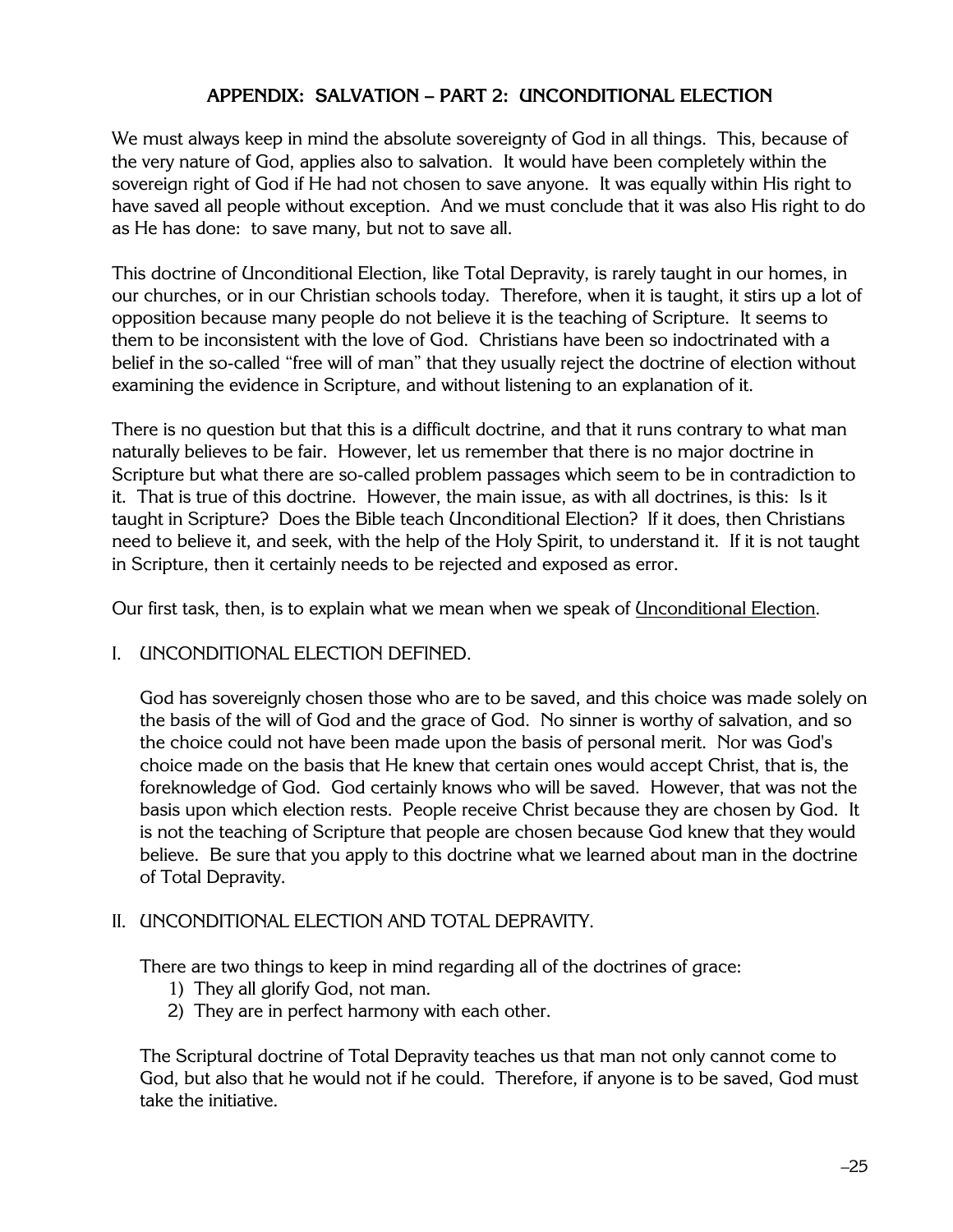## APPENDIX: SALVATION – PART 2: UNCONDITIONAL ELECTION

We must always keep in mind the absolute sovereignty of God in all things. This, because of the very nature of God, applies also to salvation. It would have been completely within the sovereign right of God if He had not chosen to save anyone. It was equally within His right to have saved all people without exception. And we must conclude that it was also His right to do as He has done: to save many, but not to save all.

This doctrine of Unconditional Election, like Total Depravity, is rarely taught in our homes, in our churches, or in our Christian schools today. Therefore, when it is taught, it stirs up a lot of opposition because many people do not believe it is the teaching of Scripture. It seems to them to be inconsistent with the love of God. Christians have been so indoctrinated with a belief in the so-called "free will of man" that they usually reject the doctrine of election without examining the evidence in Scripture, and without listening to an explanation of it.

There is no question but that this is a difficult doctrine, and that it runs contrary to what man naturally believes to be fair. However, let us remember that there is no major doctrine in Scripture but what there are so-called problem passages which seem to be in contradiction to it. That is true of this doctrine. However, the main issue, as with all doctrines, is this: Is it taught in Scripture? Does the Bible teach Unconditional Election? If it does, then Christians need to believe it, and seek, with the help of the Holy Spirit, to understand it. If it is not taught in Scripture, then it certainly needs to be rejected and exposed as error.

Our first task, then, is to explain what we mean when we speak of <u>Unconditional Election</u>.

### I. UNCONDITIONAL ELECTION DEFINED.

God has sovereignly chosen those who are to be saved, and this choice was made solely on the basis of the will of God and the grace of God. No sinner is worthy of salvation, and so the choice could not have been made upon the basis of personal merit. Nor was God's choice made on the basis that He knew that certain ones would accept Christ, that is, the foreknowledge of God. God certainly knows who will be saved. However, that was not the basis upon which election rests. People receive Christ because they are chosen by God. It is not the teaching of Scripture that people are chosen because God knew that they would believe. Be sure that you apply to this doctrine what we learned about man in the doctrine of Total Depravity.

### II. UNCONDITIONAL ELECTION AND TOTAL DEPRAVITY.

There are two things to keep in mind regarding all of the doctrines of grace:

1) They all glorify God, not man.
2) They are in perfect harmony with each other.

The Scriptural doctrine of Total Depravity teaches us that man not only cannot come to God, but also that he would not if he could. Therefore, if anyone is to be saved, God must take the initiative.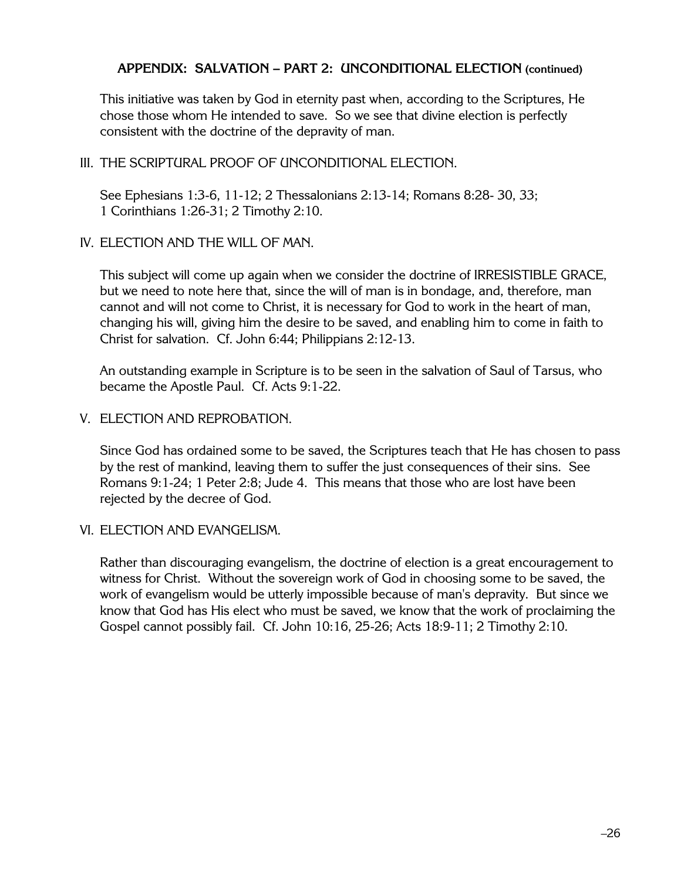## APPENDIX: SALVATION – PART 2: UNCONDITIONAL ELECTION (continued)

This initiative was taken by God in eternity past when, according to the Scriptures, He chose those whom He intended to save. So we see that divine election is perfectly consistent with the doctrine of the depravity of man.

### III. THE SCRIPTURAL PROOF OF UNCONDITIONAL ELECTION.

See Ephesians 1:3-6, 11-12; 2 Thessalonians 2:13-14; Romans 8:28- 30, 33; 1 Corinthians 1:26-31; 2 Timothy 2:10.

### IV. ELECTION AND THE WILL OF MAN.

This subject will come up again when we consider the doctrine of IRRESISTIBLE GRACE, but we need to note here that, since the will of man is in bondage, and, therefore, man cannot and will not come to Christ, it is necessary for God to work in the heart of man, changing his will, giving him the desire to be saved, and enabling him to come in faith to Christ for salvation. Cf. John 6:44; Philippians 2:12-13.

An outstanding example in Scripture is to be seen in the salvation of Saul of Tarsus, who became the Apostle Paul. Cf. Acts 9:1-22.

### V. ELECTION AND REPROBATION.

Since God has ordained some to be saved, the Scriptures teach that He has chosen to pass by the rest of mankind, leaving them to suffer the just consequences of their sins. See Romans 9:1-24; 1 Peter 2:8; Jude 4. This means that those who are lost have been rejected by the decree of God.

### VI. ELECTION AND EVANGELISM.

Rather than discouraging evangelism, the doctrine of election is a great encouragement to witness for Christ. Without the sovereign work of God in choosing some to be saved, the work of evangelism would be utterly impossible because of man's depravity. But since we know that God has His elect who must be saved, we know that the work of proclaiming the Gospel cannot possibly fail. Cf. John 10:16, 25-26; Acts 18:9-11; 2 Timothy 2:10.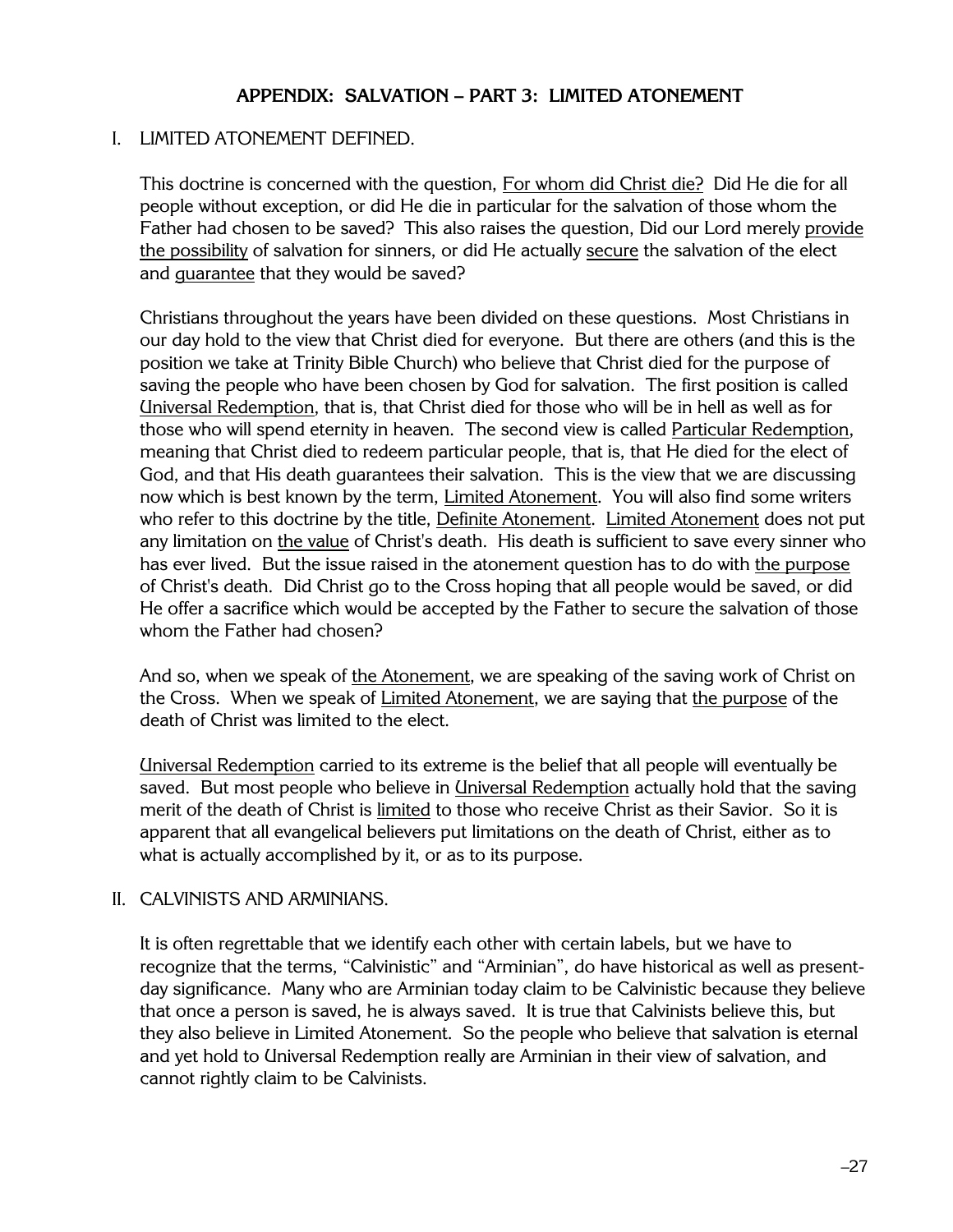## APPENDIX: SALVATION – PART 3: LIMITED ATONEMENT

### I. LIMITED ATONEMENT DEFINED.

This doctrine is concerned with the question, <u>For whom did Christ die?</u> Did He die for all people without exception, or did He die in particular for the salvation of those whom the Father had chosen to be saved? This also raises the question, Did our Lord merely <u>provide the possibility</u> of salvation for sinners, or did He actually <u>secure</u> the salvation of the elect and <u>guarantee</u> that they would be saved?

Christians throughout the years have been divided on these questions. Most Christians in our day hold to the view that Christ died for everyone. But there are others (and this is the position we take at Trinity Bible Church) who believe that Christ died for the purpose of saving the people who have been chosen by God for salvation. The first position is called <u>Universal Redemption</u>, that is, that Christ died for those who will be in hell as well as for those who will spend eternity in heaven. The second view is called <u>Particular Redemption</u>, meaning that Christ died to redeem particular people, that is, that He died for the elect of God, and that His death guarantees their salvation. This is the view that we are discussing now which is best known by the term, <u>Limited Atonement</u>. You will also find some writers who refer to this doctrine by the title, <u>Definite Atonement</u>. <u>Limited Atonement</u> does not put any limitation on <u>the value</u> of Christ's death. His death is sufficient to save every sinner who has ever lived. But the issue raised in the atonement question has to do with <u>the purpose</u> of Christ's death. Did Christ go to the Cross hoping that all people would be saved, or did He offer a sacrifice which would be accepted by the Father to secure the salvation of those whom the Father had chosen?

And so, when we speak of <u>the Atonement</u>, we are speaking of the saving work of Christ on the Cross. When we speak of <u>Limited Atonement</u>, we are saying that <u>the purpose</u> of the death of Christ was limited to the elect.

<u>Universal Redemption</u> carried to its extreme is the belief that all people will eventually be saved. But most people who believe in <u>Universal Redemption</u> actually hold that the saving merit of the death of Christ is <u>limited</u> to those who receive Christ as their Savior. So it is apparent that all evangelical believers put limitations on the death of Christ, either as to what is actually accomplished by it, or as to its purpose.

### II. CALVINISTS AND ARMINIANS.

It is often regrettable that we identify each other with certain labels, but we have to recognize that the terms, "Calvinistic" and "Arminian", do have historical as well as present-day significance. Many who are Arminian today claim to be Calvinistic because they believe that once a person is saved, he is always saved. It is true that Calvinists believe this, but they also believe in Limited Atonement. So the people who believe that salvation is eternal and yet hold to Universal Redemption really are Arminian in their view of salvation, and cannot rightly claim to be Calvinists.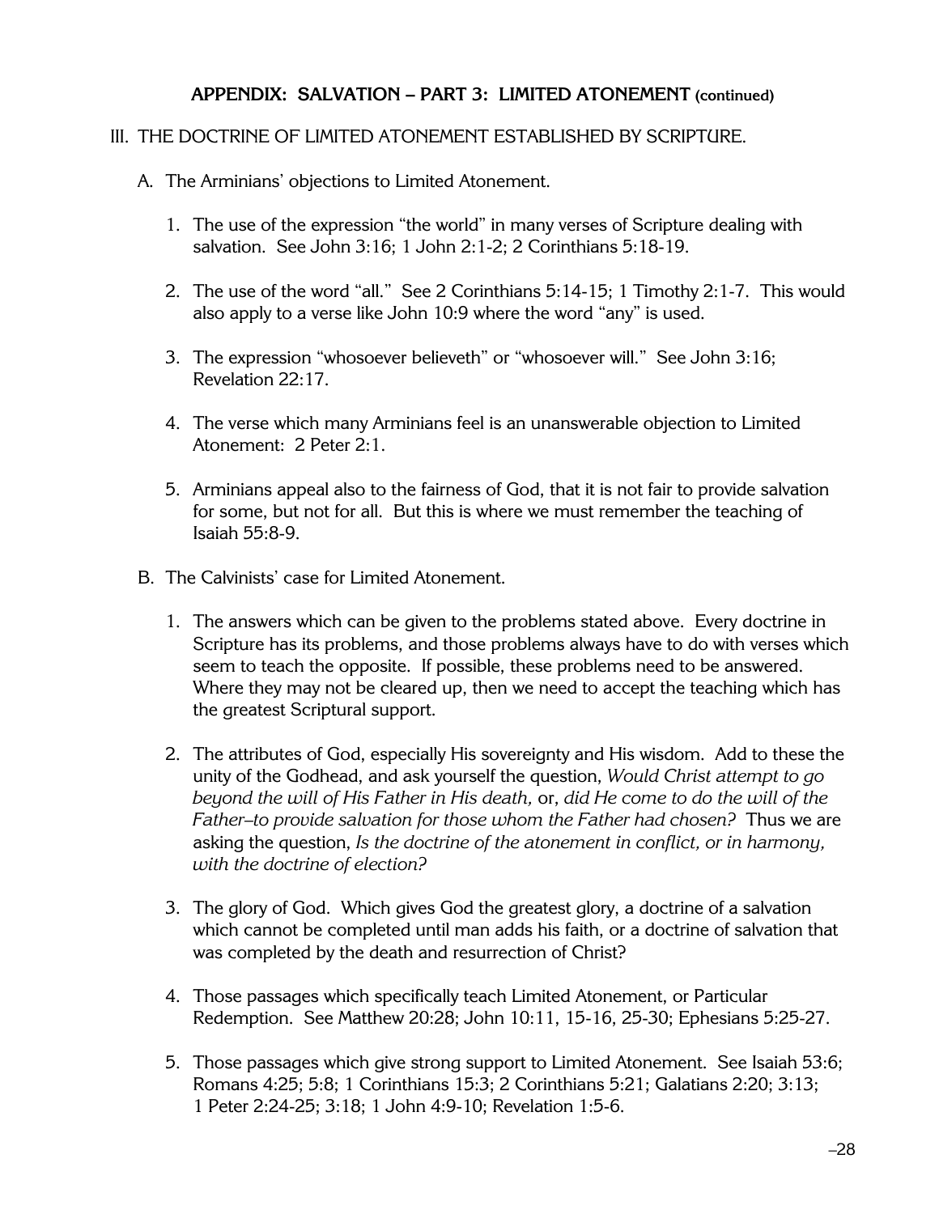## APPENDIX: SALVATION – PART 3: LIMITED ATONEMENT (continued)

III. THE DOCTRINE OF LIMITED ATONEMENT ESTABLISHED BY SCRIPTURE.

A. The Arminians' objections to Limited Atonement.

1. The use of the expression "the world" in many verses of Scripture dealing with salvation. See John 3:16; 1 John 2:1-2; 2 Corinthians 5:18-19.

2. The use of the word "all." See 2 Corinthians 5:14-15; 1 Timothy 2:1-7. This would also apply to a verse like John 10:9 where the word "any" is used.

3. The expression "whosoever believeth" or "whosoever will." See John 3:16; Revelation 22:17.

4. The verse which many Arminians feel is an unanswerable objection to Limited Atonement: 2 Peter 2:1.

5. Arminians appeal also to the fairness of God, that it is not fair to provide salvation for some, but not for all. But this is where we must remember the teaching of Isaiah 55:8-9.

B. The Calvinists' case for Limited Atonement.

1. The answers which can be given to the problems stated above. Every doctrine in Scripture has its problems, and those problems always have to do with verses which seem to teach the opposite. If possible, these problems need to be answered. Where they may not be cleared up, then we need to accept the teaching which has the greatest Scriptural support.

2. The attributes of God, especially His sovereignty and His wisdom. Add to these the unity of the Godhead, and ask yourself the question, *Would Christ attempt to go beyond the will of His Father in His death,* or, *did He come to do the will of the Father–to provide salvation for those whom the Father had chosen?* Thus we are asking the question, *Is the doctrine of the atonement in conflict, or in harmony, with the doctrine of election?*

3. The glory of God. Which gives God the greatest glory, a doctrine of a salvation which cannot be completed until man adds his faith, or a doctrine of salvation that was completed by the death and resurrection of Christ?

4. Those passages which specifically teach Limited Atonement, or Particular Redemption. See Matthew 20:28; John 10:11, 15-16, 25-30; Ephesians 5:25-27.

5. Those passages which give strong support to Limited Atonement. See Isaiah 53:6; Romans 4:25; 5:8; 1 Corinthians 15:3; 2 Corinthians 5:21; Galatians 2:20; 3:13; 1 Peter 2:24-25; 3:18; 1 John 4:9-10; Revelation 1:5-6.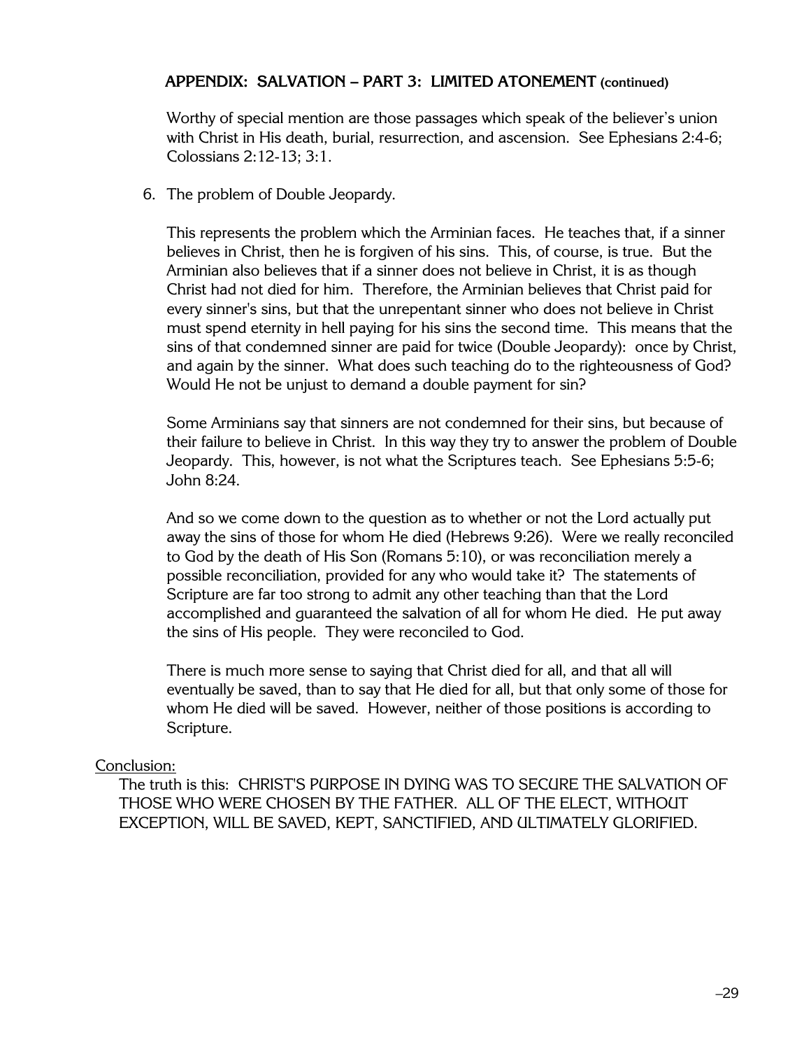## APPENDIX: SALVATION – PART 3: LIMITED ATONEMENT (continued)

Worthy of special mention are those passages which speak of the believer's union with Christ in His death, burial, resurrection, and ascension. See Ephesians 2:4-6; Colossians 2:12-13; 3:1.

6. The problem of Double Jeopardy.

   This represents the problem which the Arminian faces. He teaches that, if a sinner believes in Christ, then he is forgiven of his sins. This, of course, is true. But the Arminian also believes that if a sinner does not believe in Christ, it is as though Christ had not died for him. Therefore, the Arminian believes that Christ paid for every sinner's sins, but that the unrepentant sinner who does not believe in Christ must spend eternity in hell paying for his sins the second time. This means that the sins of that condemned sinner are paid for twice (Double Jeopardy): once by Christ, and again by the sinner. What does such teaching do to the righteousness of God? Would He not be unjust to demand a double payment for sin?

   Some Arminians say that sinners are not condemned for their sins, but because of their failure to believe in Christ. In this way they try to answer the problem of Double Jeopardy. This, however, is not what the Scriptures teach. See Ephesians 5:5-6; John 8:24.

   And so we come down to the question as to whether or not the Lord actually put away the sins of those for whom He died (Hebrews 9:26). Were we really reconciled to God by the death of His Son (Romans 5:10), or was reconciliation merely a possible reconciliation, provided for any who would take it? The statements of Scripture are far too strong to admit any other teaching than that the Lord accomplished and guaranteed the salvation of all for whom He died. He put away the sins of His people. They were reconciled to God.

   There is much more sense to saying that Christ died for all, and that all will eventually be saved, than to say that He died for all, but that only some of those for whom He died will be saved. However, neither of those positions is according to Scripture.

Conclusion:

The truth is this: CHRIST'S PURPOSE IN DYING WAS TO SECURE THE SALVATION OF THOSE WHO WERE CHOSEN BY THE FATHER. ALL OF THE ELECT, WITHOUT EXCEPTION, WILL BE SAVED, KEPT, SANCTIFIED, AND ULTIMATELY GLORIFIED.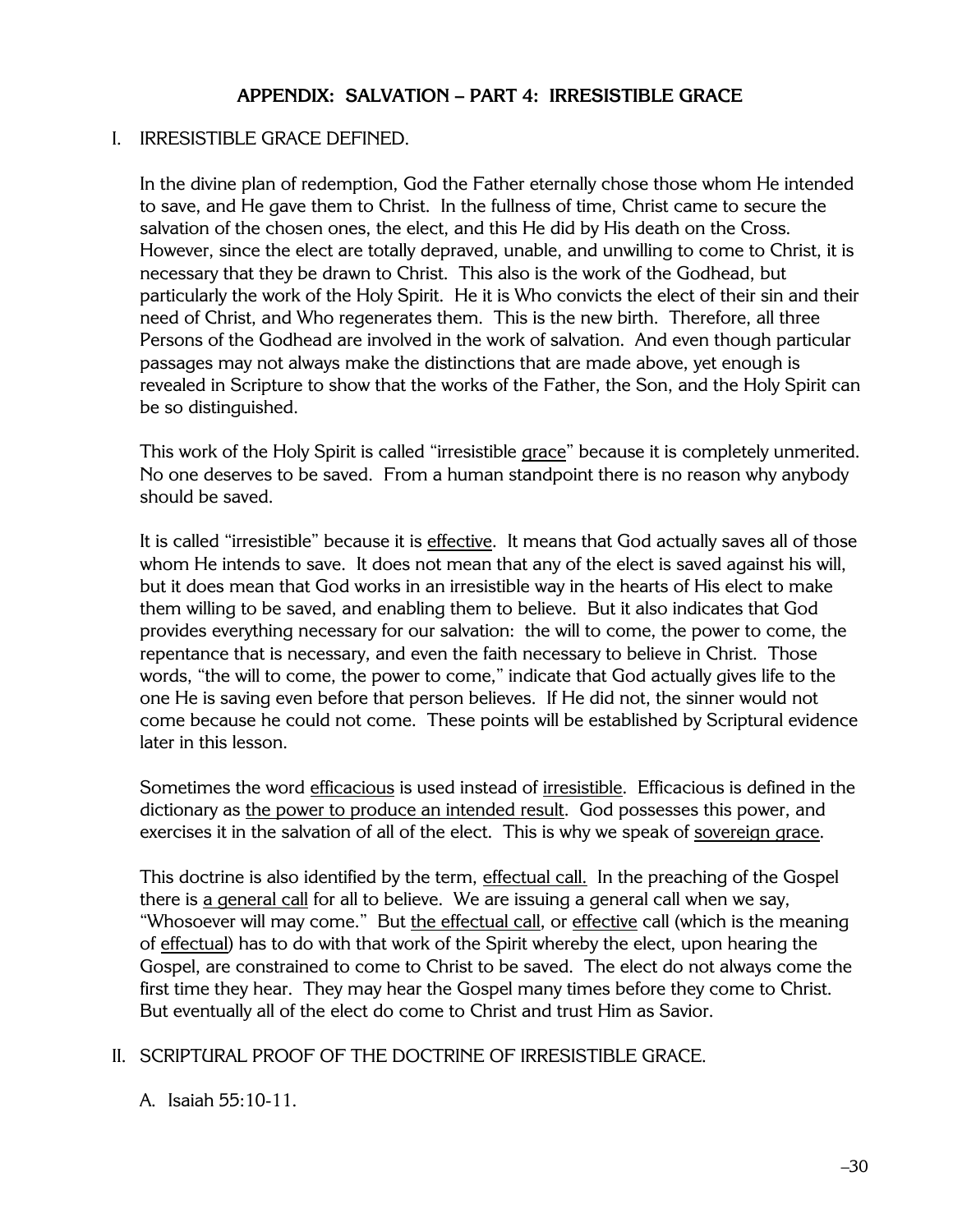## APPENDIX: SALVATION – PART 4: IRRESISTIBLE GRACE

I. IRRESISTIBLE GRACE DEFINED.

In the divine plan of redemption, God the Father eternally chose those whom He intended to save, and He gave them to Christ. In the fullness of time, Christ came to secure the salvation of the chosen ones, the elect, and this He did by His death on the Cross. However, since the elect are totally depraved, unable, and unwilling to come to Christ, it is necessary that they be drawn to Christ. This also is the work of the Godhead, but particularly the work of the Holy Spirit. He it is Who convicts the elect of their sin and their need of Christ, and Who regenerates them. This is the new birth. Therefore, all three Persons of the Godhead are involved in the work of salvation. And even though particular passages may not always make the distinctions that are made above, yet enough is revealed in Scripture to show that the works of the Father, the Son, and the Holy Spirit can be so distinguished.

This work of the Holy Spirit is called "irresistible <u>grace</u>" because it is completely unmerited. No one deserves to be saved. From a human standpoint there is no reason why anybody should be saved.

It is called "irresistible" because it is <u>effective</u>. It means that God actually saves all of those whom He intends to save. It does not mean that any of the elect is saved against his will, but it does mean that God works in an irresistible way in the hearts of His elect to make them willing to be saved, and enabling them to believe. But it also indicates that God provides everything necessary for our salvation: the will to come, the power to come, the repentance that is necessary, and even the faith necessary to believe in Christ. Those words, "the will to come, the power to come," indicate that God actually gives life to the one He is saving even before that person believes. If He did not, the sinner would not come because he could not come. These points will be established by Scriptural evidence later in this lesson.

Sometimes the word <u>efficacious</u> is used instead of <u>irresistible</u>. Efficacious is defined in the dictionary as <u>the power to produce an intended result</u>. God possesses this power, and exercises it in the salvation of all of the elect. This is why we speak of <u>sovereign grace</u>.

This doctrine is also identified by the term, <u>effectual call.</u> In the preaching of the Gospel there is <u>a general call</u> for all to believe. We are issuing a general call when we say, "Whosoever will may come." But <u>the effectual call</u>, or <u>effective</u> call (which is the meaning of <u>effectual</u>) has to do with that work of the Spirit whereby the elect, upon hearing the Gospel, are constrained to come to Christ to be saved. The elect do not always come the first time they hear. They may hear the Gospel many times before they come to Christ. But eventually all of the elect do come to Christ and trust Him as Savior.

II. SCRIPTURAL PROOF OF THE DOCTRINE OF IRRESISTIBLE GRACE.

A. Isaiah 55:10-11.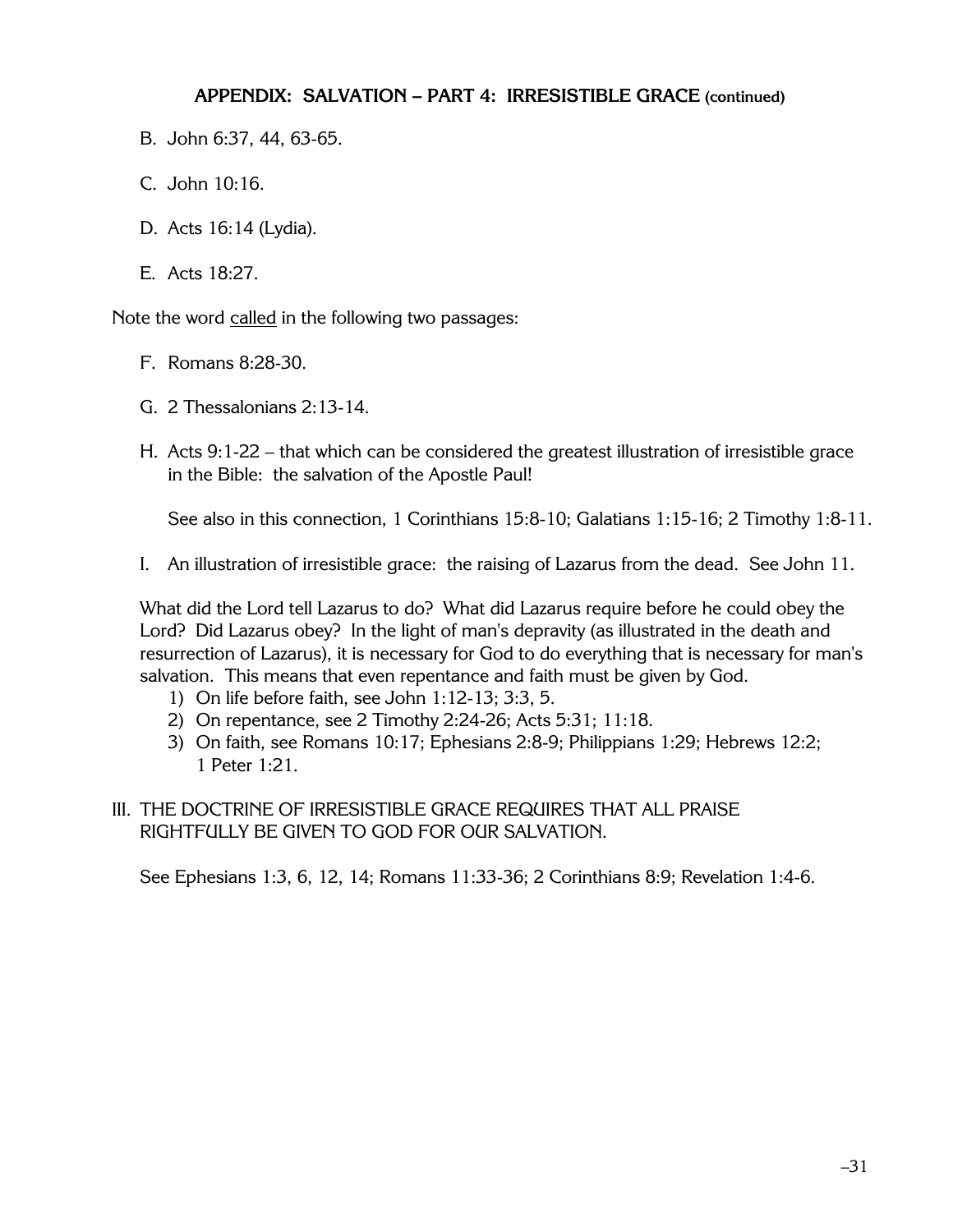## APPENDIX: SALVATION – PART 4: IRRESISTIBLE GRACE (continued)

B. John 6:37, 44, 63-65.

C. John 10:16.

D. Acts 16:14 (Lydia).

E. Acts 18:27.

Note the word <u>called</u> in the following two passages:

F. Romans 8:28-30.

G. 2 Thessalonians 2:13-14.

H. Acts 9:1-22 – that which can be considered the greatest illustration of irresistible grace in the Bible: the salvation of the Apostle Paul!

   See also in this connection, 1 Corinthians 15:8-10; Galatians 1:15-16; 2 Timothy 1:8-11.

I. An illustration of irresistible grace: the raising of Lazarus from the dead. See John 11.

What did the Lord tell Lazarus to do? What did Lazarus require before he could obey the Lord? Did Lazarus obey? In the light of man's depravity (as illustrated in the death and resurrection of Lazarus), it is necessary for God to do everything that is necessary for man's salvation. This means that even repentance and faith must be given by God.

1) On life before faith, see John 1:12-13; 3:3, 5.
2) On repentance, see 2 Timothy 2:24-26; Acts 5:31; 11:18.
3) On faith, see Romans 10:17; Ephesians 2:8-9; Philippians 1:29; Hebrews 12:2; 1 Peter 1:21.

III. THE DOCTRINE OF IRRESISTIBLE GRACE REQUIRES THAT ALL PRAISE RIGHTFULLY BE GIVEN TO GOD FOR OUR SALVATION.

See Ephesians 1:3, 6, 12, 14; Romans 11:33-36; 2 Corinthians 8:9; Revelation 1:4-6.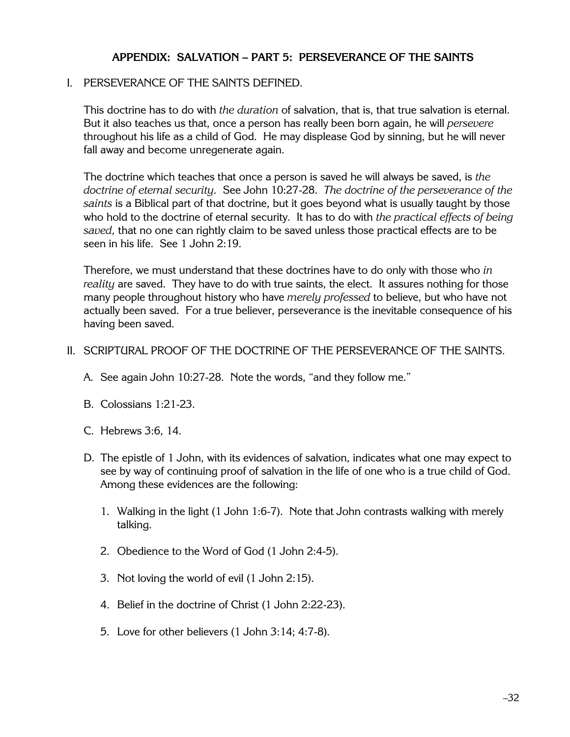## APPENDIX: SALVATION – PART 5: PERSEVERANCE OF THE SAINTS

I. PERSEVERANCE OF THE SAINTS DEFINED.

This doctrine has to do with *the duration* of salvation, that is, that true salvation is eternal. But it also teaches us that, once a person has really been born again, he will *persevere* throughout his life as a child of God. He may displease God by sinning, but he will never fall away and become unregenerate again.

The doctrine which teaches that once a person is saved he will always be saved, is *the doctrine of eternal security*. See John 10:27-28. *The doctrine of the perseverance of the saints* is a Biblical part of that doctrine, but it goes beyond what is usually taught by those who hold to the doctrine of eternal security. It has to do with *the practical effects of being saved,* that no one can rightly claim to be saved unless those practical effects are to be seen in his life. See 1 John 2:19.

Therefore, we must understand that these doctrines have to do only with those who *in reality* are saved. They have to do with true saints, the elect. It assures nothing for those many people throughout history who have *merely professed* to believe, but who have not actually been saved. For a true believer, perseverance is the inevitable consequence of his having been saved.

II. SCRIPTURAL PROOF OF THE DOCTRINE OF THE PERSEVERANCE OF THE SAINTS.

A. See again John 10:27-28. Note the words, "and they follow me."

B. Colossians 1:21-23.

C. Hebrews 3:6, 14.

D. The epistle of 1 John, with its evidences of salvation, indicates what one may expect to see by way of continuing proof of salvation in the life of one who is a true child of God. Among these evidences are the following:

1. Walking in the light (1 John 1:6-7). Note that John contrasts walking with merely talking.

2. Obedience to the Word of God (1 John 2:4-5).

3. Not loving the world of evil (1 John 2:15).

4. Belief in the doctrine of Christ (1 John 2:22-23).

5. Love for other believers (1 John 3:14; 4:7-8).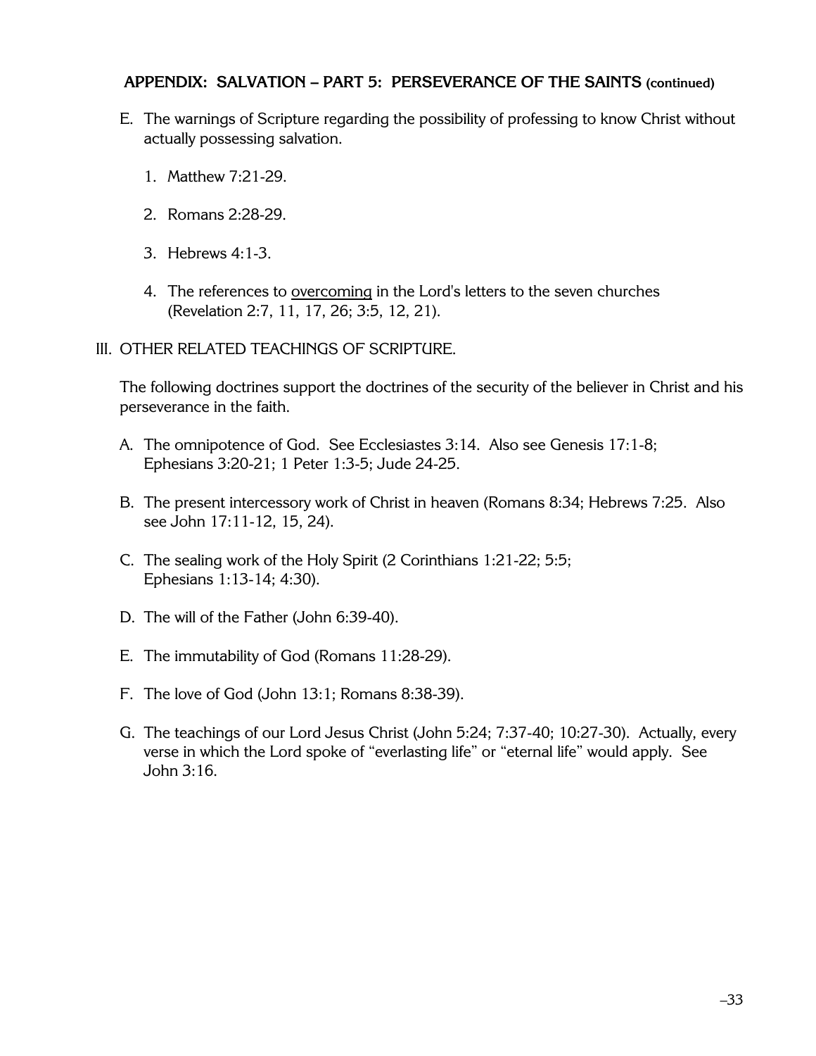**APPENDIX: SALVATION – PART 5: PERSEVERANCE OF THE SAINTS (continued)**

E. The warnings of Scripture regarding the possibility of professing to know Christ without actually possessing salvation.

   1. Matthew 7:21-29.

   2. Romans 2:28-29.

   3. Hebrews 4:1-3.

   4. The references to <u>overcoming</u> in the Lord's letters to the seven churches (Revelation 2:7, 11, 17, 26; 3:5, 12, 21).

III. OTHER RELATED TEACHINGS OF SCRIPTURE.

The following doctrines support the doctrines of the security of the believer in Christ and his perseverance in the faith.

A. The omnipotence of God. See Ecclesiastes 3:14. Also see Genesis 17:1-8; Ephesians 3:20-21; 1 Peter 1:3-5; Jude 24-25.

B. The present intercessory work of Christ in heaven (Romans 8:34; Hebrews 7:25. Also see John 17:11-12, 15, 24).

C. The sealing work of the Holy Spirit (2 Corinthians 1:21-22; 5:5; Ephesians 1:13-14; 4:30).

D. The will of the Father (John 6:39-40).

E. The immutability of God (Romans 11:28-29).

F. The love of God (John 13:1; Romans 8:38-39).

G. The teachings of our Lord Jesus Christ (John 5:24; 7:37-40; 10:27-30). Actually, every verse in which the Lord spoke of "everlasting life" or "eternal life" would apply. See John 3:16.